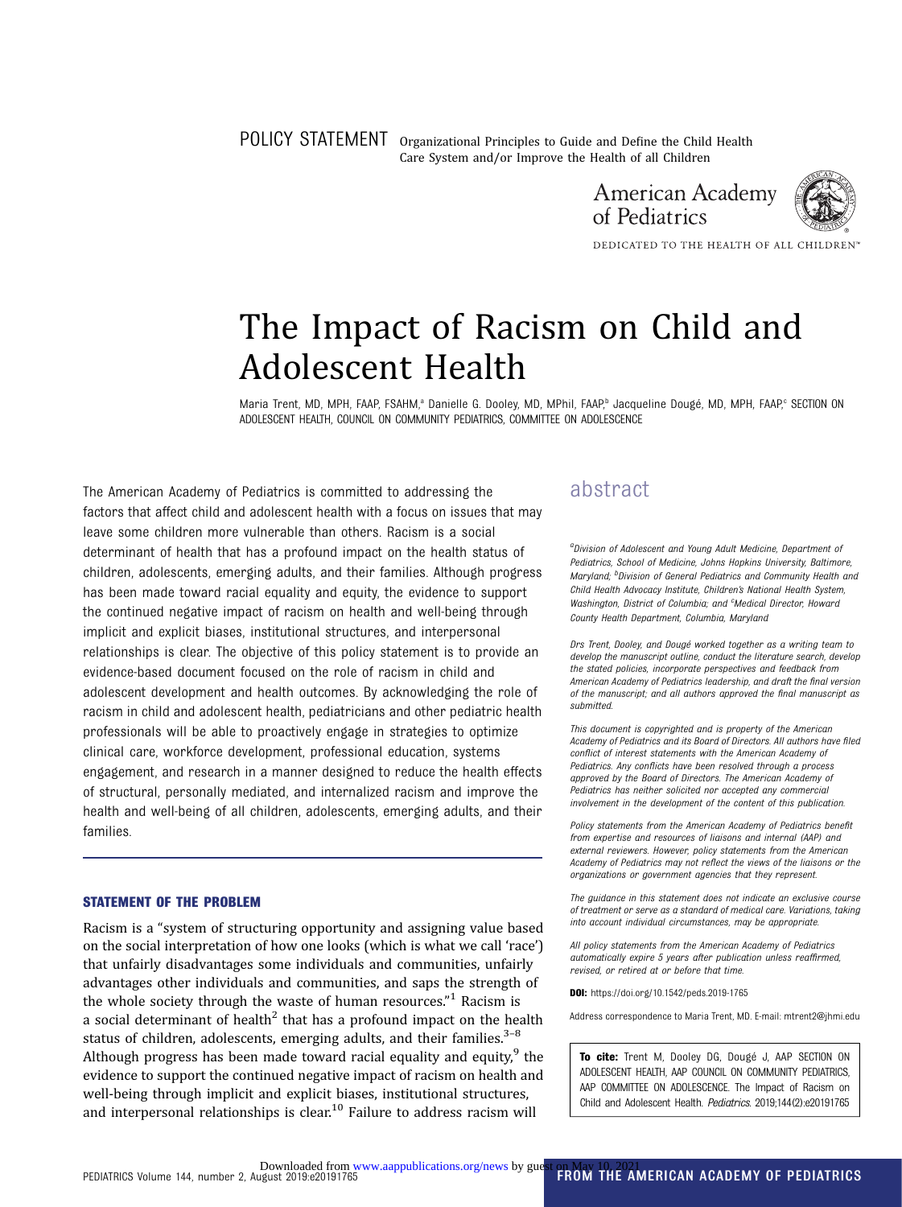POLICY STATEMENT Organizational Principles to Guide and Define the Child Health Care System and/or Improve the Health of all Children

American Academy of Pediatrics

DEDICATED TO THE HEALTH OF ALL CHILDREN™

# The Impact of Racism on Child and Adolescent Health

Maria Trent, MD, MPH, FAAP, FSAHM,[a] Danielle G. Dooley, MD, MPhil, FAAP,[b] Jacqueline Dougé, MD, MPH, FAAP,[c] SECTION ON ADOLESCENT HEALTH, COUNCIL ON COMMUNITY PEDIATRICS, COMMITTEE ON ADOLESCENCE

## abstract

The American Academy of Pediatrics is committed to addressing the factors that affect child and adolescent health with a focus on issues that may leave some children more vulnerable than others. Racism is a social determinant of health that has a profound impact on the health status of children, adolescents, emerging adults, and their families. Although progress has been made toward racial equality and equity, the evidence to support the continued negative impact of racism on health and well-being through implicit and explicit biases, institutional structures, and interpersonal relationships is clear. The objective of this policy statement is to provide an evidence-based document focused on the role of racism in child and adolescent development and health outcomes. By acknowledging the role of racism in child and adolescent health, pediatricians and other pediatric health professionals will be able to proactively engage in strategies to optimize clinical care, workforce development, professional education, systems engagement, and research in a manner designed to reduce the health effects of structural, personally mediated, and internalized racism and improve the health and well-being of all children, adolescents, emerging adults, and their families.

*[a]Division of Adolescent and Young Adult Medicine, Department of Pediatrics, School of Medicine, Johns Hopkins University, Baltimore, Maryland; [b]Division of General Pediatrics and Community Health and Child Health Advocacy Institute, Children's National Health System, Washington, District of Columbia; and [c]Medical Director, Howard County Health Department, Columbia, Maryland*

*Drs Trent, Dooley, and Dougé worked together as a writing team to develop the manuscript outline, conduct the literature search, develop the stated policies, incorporate perspectives and feedback from American Academy of Pediatrics leadership, and draft the final version of the manuscript; and all authors approved the final manuscript as submitted.*

*This document is copyrighted and is property of the American Academy of Pediatrics and its Board of Directors. All authors have filed conflict of interest statements with the American Academy of Pediatrics. Any conflicts have been resolved through a process approved by the Board of Directors. The American Academy of Pediatrics has neither solicited nor accepted any commercial involvement in the development of the content of this publication.*

*Policy statements from the American Academy of Pediatrics benefit from expertise and resources of liaisons and internal (AAP) and external reviewers. However, policy statements from the American Academy of Pediatrics may not reflect the views of the liaisons or the organizations or government agencies that they represent.*

*The guidance in this statement does not indicate an exclusive course of treatment or serve as a standard of medical care. Variations, taking into account individual circumstances, may be appropriate.*

*All policy statements from the American Academy of Pediatrics automatically expire 5 years after publication unless reaffirmed, revised, or retired at or before that time.*

**DOI:** https://doi.org/10.1542/peds.2019-1765

Address correspondence to Maria Trent, MD. E-mail: mtrent2@jhmi.edu

**To cite:** Trent M, Dooley DG, Dougé J, AAP SECTION ON ADOLESCENT HEALTH, AAP COUNCIL ON COMMUNITY PEDIATRICS, AAP COMMITTEE ON ADOLESCENCE. The Impact of Racism on Child and Adolescent Health. *Pediatrics.* 2019;144(2):e20191765

## STATEMENT OF THE PROBLEM

Racism is a "system of structuring opportunity and assigning value based on the social interpretation of how one looks (which is what we call 'race') that unfairly disadvantages some individuals and communities, unfairly advantages other individuals and communities, and saps the strength of the whole society through the waste of human resources."[1] Racism is a social determinant of health[2] that has a profound impact on the health status of children, adolescents, emerging adults, and their families.[3–8] Although progress has been made toward racial equality and equity,[9] the evidence to support the continued negative impact of racism on health and well-being through implicit and explicit biases, institutional structures, and interpersonal relationships is clear.[10] Failure to address racism will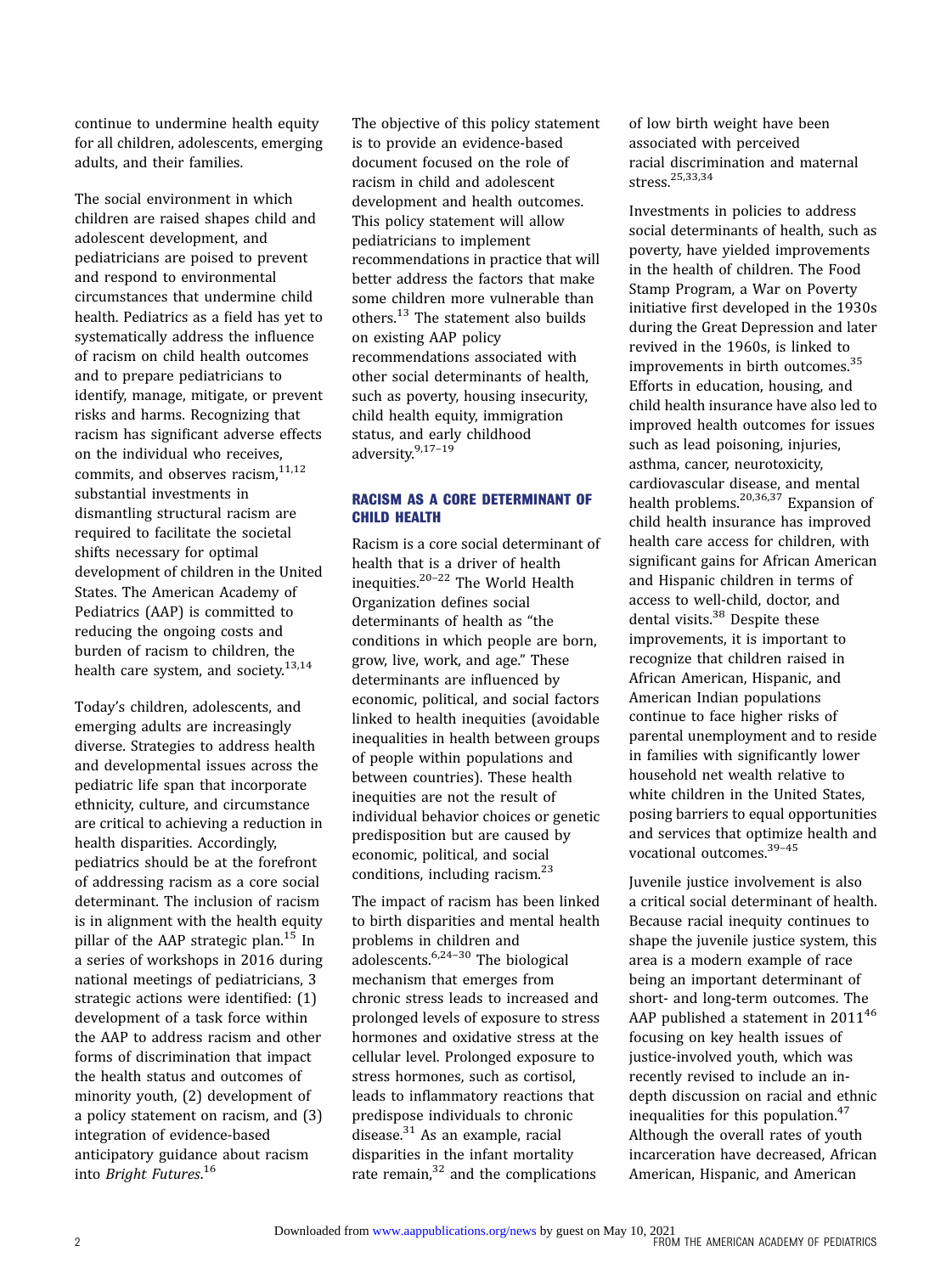continue to undermine health equity for all children, adolescents, emerging adults, and their families.

The social environment in which children are raised shapes child and adolescent development, and pediatricians are poised to prevent and respond to environmental circumstances that undermine child health. Pediatrics as a field has yet to systematically address the influence of racism on child health outcomes and to prepare pediatricians to identify, manage, mitigate, or prevent risks and harms. Recognizing that racism has significant adverse effects on the individual who receives, commits, and observes racism,[11,12] substantial investments in dismantling structural racism are required to facilitate the societal shifts necessary for optimal development of children in the United States. The American Academy of Pediatrics (AAP) is committed to reducing the ongoing costs and burden of racism to children, the health care system, and society.[13,14]

Today's children, adolescents, and emerging adults are increasingly diverse. Strategies to address health and developmental issues across the pediatric life span that incorporate ethnicity, culture, and circumstance are critical to achieving a reduction in health disparities. Accordingly, pediatrics should be at the forefront of addressing racism as a core social determinant. The inclusion of racism is in alignment with the health equity pillar of the AAP strategic plan.[15] In a series of workshops in 2016 during national meetings of pediatricians, 3 strategic actions were identified: (1) development of a task force within the AAP to address racism and other forms of discrimination that impact the health status and outcomes of minority youth, (2) development of a policy statement on racism, and (3) integration of evidence-based anticipatory guidance about racism into *Bright Futures*.[16]

The objective of this policy statement is to provide an evidence-based document focused on the role of racism in child and adolescent development and health outcomes. This policy statement will allow pediatricians to implement recommendations in practice that will better address the factors that make some children more vulnerable than others.[13] The statement also builds on existing AAP policy recommendations associated with other social determinants of health, such as poverty, housing insecurity, child health equity, immigration status, and early childhood adversity.[9,17–19]

## RACISM AS A CORE DETERMINANT OF CHILD HEALTH

Racism is a core social determinant of health that is a driver of health inequities.[20–22] The World Health Organization defines social determinants of health as "the conditions in which people are born, grow, live, work, and age." These determinants are influenced by economic, political, and social factors linked to health inequities (avoidable inequalities in health between groups of people within populations and between countries). These health inequities are not the result of individual behavior choices or genetic predisposition but are caused by economic, political, and social conditions, including racism.[23]

The impact of racism has been linked to birth disparities and mental health problems in children and adolescents.[6,24–30] The biological mechanism that emerges from chronic stress leads to increased and prolonged levels of exposure to stress hormones and oxidative stress at the cellular level. Prolonged exposure to stress hormones, such as cortisol, leads to inflammatory reactions that predispose individuals to chronic disease.[31] As an example, racial disparities in the infant mortality rate remain,[32] and the complications of low birth weight have been associated with perceived racial discrimination and maternal stress.[25,33,34]

Investments in policies to address social determinants of health, such as poverty, have yielded improvements in the health of children. The Food Stamp Program, a War on Poverty initiative first developed in the 1930s during the Great Depression and later revived in the 1960s, is linked to improvements in birth outcomes.[35] Efforts in education, housing, and child health insurance have also led to improved health outcomes for issues such as lead poisoning, injuries, asthma, cancer, neurotoxicity, cardiovascular disease, and mental health problems.[20,36,37] Expansion of child health insurance has improved health care access for children, with significant gains for African American and Hispanic children in terms of access to well-child, doctor, and dental visits.[38] Despite these improvements, it is important to recognize that children raised in African American, Hispanic, and American Indian populations continue to face higher risks of parental unemployment and to reside in families with significantly lower household net wealth relative to white children in the United States, posing barriers to equal opportunities and services that optimize health and vocational outcomes.[39–45]

Juvenile justice involvement is also a critical social determinant of health. Because racial inequity continues to shape the juvenile justice system, this area is a modern example of race being an important determinant of short- and long-term outcomes. The AAP published a statement in 2011[46] focusing on key health issues of justice-involved youth, which was recently revised to include an in-depth discussion on racial and ethnic inequalities for this population.[47] Although the overall rates of youth incarceration have decreased, African American, Hispanic, and American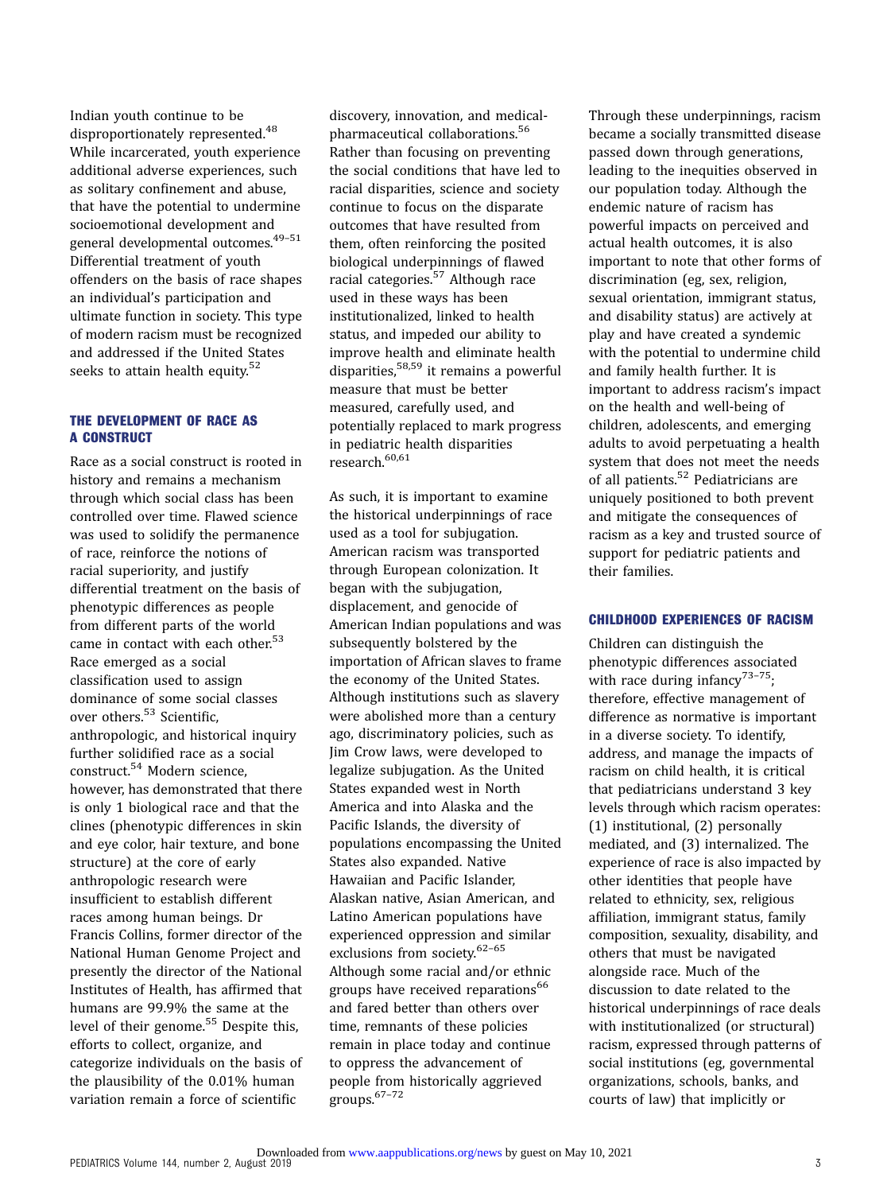Indian youth continue to be disproportionately represented.[48] While incarcerated, youth experience additional adverse experiences, such as solitary confinement and abuse, that have the potential to undermine socioemotional development and general developmental outcomes.[49–51] Differential treatment of youth offenders on the basis of race shapes an individual's participation and ultimate function in society. This type of modern racism must be recognized and addressed if the United States seeks to attain health equity.[52]

## THE DEVELOPMENT OF RACE AS A CONSTRUCT

Race as a social construct is rooted in history and remains a mechanism through which social class has been controlled over time. Flawed science was used to solidify the permanence of race, reinforce the notions of racial superiority, and justify differential treatment on the basis of phenotypic differences as people from different parts of the world came in contact with each other.[53] Race emerged as a social classification used to assign dominance of some social classes over others.[53] Scientific, anthropologic, and historical inquiry further solidified race as a social construct.[54] Modern science, however, has demonstrated that there is only 1 biological race and that the clines (phenotypic differences in skin and eye color, hair texture, and bone structure) at the core of early anthropologic research were insufficient to establish different races among human beings. Dr Francis Collins, former director of the National Human Genome Project and presently the director of the National Institutes of Health, has affirmed that humans are 99.9% the same at the level of their genome.[55] Despite this, efforts to collect, organize, and categorize individuals on the basis of the plausibility of the 0.01% human variation remain a force of scientific discovery, innovation, and medical-pharmaceutical collaborations.[56] Rather than focusing on preventing the social conditions that have led to racial disparities, science and society continue to focus on the disparate outcomes that have resulted from them, often reinforcing the posited biological underpinnings of flawed racial categories.[57] Although race used in these ways has been institutionalized, linked to health status, and impeded our ability to improve health and eliminate health disparities,[58,59] it remains a powerful measure that must be better measured, carefully used, and potentially replaced to mark progress in pediatric health disparities research.[60,61]

As such, it is important to examine the historical underpinnings of race used as a tool for subjugation. American racism was transported through European colonization. It began with the subjugation, displacement, and genocide of American Indian populations and was subsequently bolstered by the importation of African slaves to frame the economy of the United States. Although institutions such as slavery were abolished more than a century ago, discriminatory policies, such as Jim Crow laws, were developed to legalize subjugation. As the United States expanded west in North America and into Alaska and the Pacific Islands, the diversity of populations encompassing the United States also expanded. Native Hawaiian and Pacific Islander, Alaskan native, Asian American, and Latino American populations have experienced oppression and similar exclusions from society.[62–65] Although some racial and/or ethnic groups have received reparations[66] and fared better than others over time, remnants of these policies remain in place today and continue to oppress the advancement of people from historically aggrieved groups.[67–72]

Through these underpinnings, racism became a socially transmitted disease passed down through generations, leading to the inequities observed in our population today. Although the endemic nature of racism has powerful impacts on perceived and actual health outcomes, it is also important to note that other forms of discrimination (eg, sex, religion, sexual orientation, immigrant status, and disability status) are actively at play and have created a syndemic with the potential to undermine child and family health further. It is important to address racism's impact on the health and well-being of children, adolescents, and emerging adults to avoid perpetuating a health system that does not meet the needs of all patients.[52] Pediatricians are uniquely positioned to both prevent and mitigate the consequences of racism as a key and trusted source of support for pediatric patients and their families.

## CHILDHOOD EXPERIENCES OF RACISM

Children can distinguish the phenotypic differences associated with race during infancy[73–75]; therefore, effective management of difference as normative is important in a diverse society. To identify, address, and manage the impacts of racism on child health, it is critical that pediatricians understand 3 key levels through which racism operates: (1) institutional, (2) personally mediated, and (3) internalized. The experience of race is also impacted by other identities that people have related to ethnicity, sex, religious affiliation, immigrant status, family composition, sexuality, disability, and others that must be navigated alongside race. Much of the discussion to date related to the historical underpinnings of race deals with institutionalized (or structural) racism, expressed through patterns of social institutions (eg, governmental organizations, schools, banks, and courts of law) that implicitly or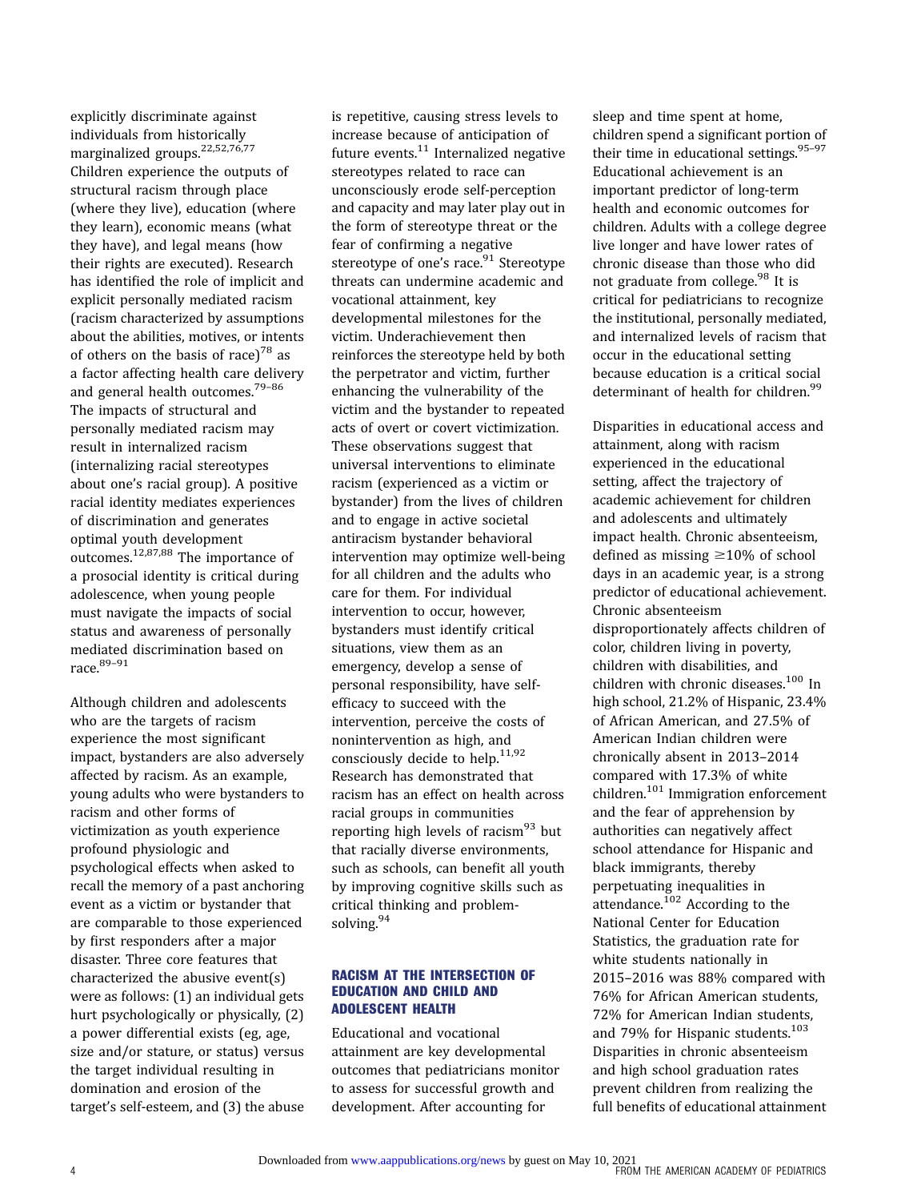explicitly discriminate against individuals from historically marginalized groups.[22,52,76,77] Children experience the outputs of structural racism through place (where they live), education (where they learn), economic means (what they have), and legal means (how their rights are executed). Research has identified the role of implicit and explicit personally mediated racism (racism characterized by assumptions about the abilities, motives, or intents of others on the basis of race)[78] as a factor affecting health care delivery and general health outcomes.[79–86] The impacts of structural and personally mediated racism may result in internalized racism (internalizing racial stereotypes about one's racial group). A positive racial identity mediates experiences of discrimination and generates optimal youth development outcomes.[12,87,88] The importance of a prosocial identity is critical during adolescence, when young people must navigate the impacts of social status and awareness of personally mediated discrimination based on race.[89–91]

Although children and adolescents who are the targets of racism experience the most significant impact, bystanders are also adversely affected by racism. As an example, young adults who were bystanders to racism and other forms of victimization as youth experience profound physiologic and psychological effects when asked to recall the memory of a past anchoring event as a victim or bystander that are comparable to those experienced by first responders after a major disaster. Three core features that characterized the abusive event(s) were as follows: (1) an individual gets hurt psychologically or physically, (2) a power differential exists (eg, age, size and/or stature, or status) versus the target individual resulting in domination and erosion of the target's self-esteem, and (3) the abuse is repetitive, causing stress levels to increase because of anticipation of future events.[11] Internalized negative stereotypes related to race can unconsciously erode self-perception and capacity and may later play out in the form of stereotype threat or the fear of confirming a negative stereotype of one's race.[91] Stereotype threats can undermine academic and vocational attainment, key developmental milestones for the victim. Underachievement then reinforces the stereotype held by both the perpetrator and victim, further enhancing the vulnerability of the victim and the bystander to repeated acts of overt or covert victimization. These observations suggest that universal interventions to eliminate racism (experienced as a victim or bystander) from the lives of children and to engage in active societal antiracism bystander behavioral intervention may optimize well-being for all children and the adults who care for them. For individual intervention to occur, however, bystanders must identify critical situations, view them as an emergency, develop a sense of personal responsibility, have self-efficacy to succeed with the intervention, perceive the costs of nonintervention as high, and consciously decide to help.[11,92] Research has demonstrated that racism has an effect on health across racial groups in communities reporting high levels of racism[93] but that racially diverse environments, such as schools, can benefit all youth by improving cognitive skills such as critical thinking and problem-solving.[94]

## RACISM AT THE INTERSECTION OF EDUCATION AND CHILD AND ADOLESCENT HEALTH

Educational and vocational attainment are key developmental outcomes that pediatricians monitor to assess for successful growth and development. After accounting for sleep and time spent at home, children spend a significant portion of their time in educational settings.[95–97] Educational achievement is an important predictor of long-term health and economic outcomes for children. Adults with a college degree live longer and have lower rates of chronic disease than those who did not graduate from college.[98] It is critical for pediatricians to recognize the institutional, personally mediated, and internalized levels of racism that occur in the educational setting because education is a critical social determinant of health for children.[99]

Disparities in educational access and attainment, along with racism experienced in the educational setting, affect the trajectory of academic achievement for children and adolescents and ultimately impact health. Chronic absenteeism, defined as missing ≥10% of school days in an academic year, is a strong predictor of educational achievement. Chronic absenteeism disproportionately affects children of color, children living in poverty, children with disabilities, and children with chronic diseases.[100] In high school, 21.2% of Hispanic, 23.4% of African American, and 27.5% of American Indian children were chronically absent in 2013–2014 compared with 17.3% of white children.[101] Immigration enforcement and the fear of apprehension by authorities can negatively affect school attendance for Hispanic and black immigrants, thereby perpetuating inequalities in attendance.[102] According to the National Center for Education Statistics, the graduation rate for white students nationally in 2015–2016 was 88% compared with 76% for African American students, 72% for American Indian students, and 79% for Hispanic students.[103] Disparities in chronic absenteeism and high school graduation rates prevent children from realizing the full benefits of educational attainment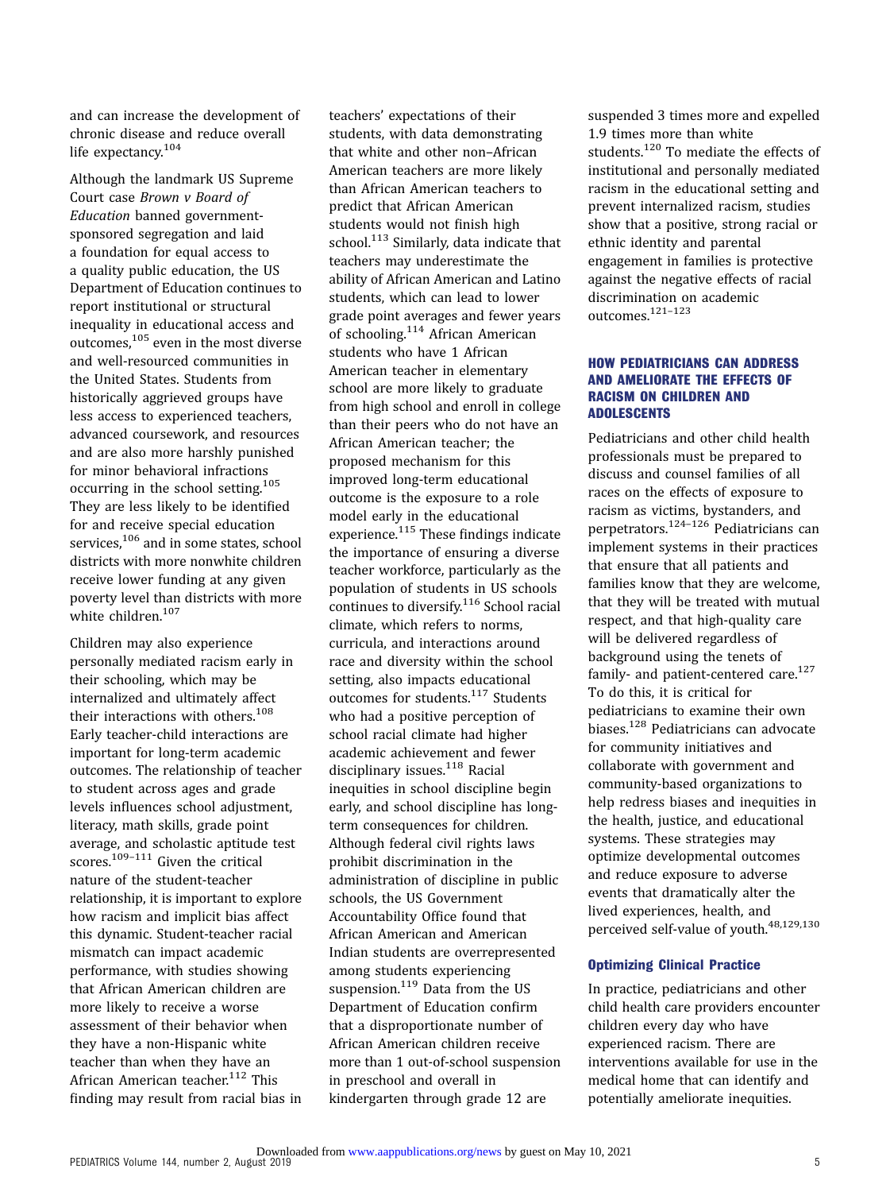and can increase the development of chronic disease and reduce overall life expectancy.[104]

Although the landmark US Supreme Court case *Brown v Board of Education* banned government-sponsored segregation and laid a foundation for equal access to a quality public education, the US Department of Education continues to report institutional or structural inequality in educational access and outcomes,[105] even in the most diverse and well-resourced communities in the United States. Students from historically aggrieved groups have less access to experienced teachers, advanced coursework, and resources and are also more harshly punished for minor behavioral infractions occurring in the school setting.[105] They are less likely to be identified for and receive special education services,[106] and in some states, school districts with more nonwhite children receive lower funding at any given poverty level than districts with more white children.[107]

Children may also experience personally mediated racism early in their schooling, which may be internalized and ultimately affect their interactions with others.[108] Early teacher-child interactions are important for long-term academic outcomes. The relationship of teacher to student across ages and grade levels influences school adjustment, literacy, math skills, grade point average, and scholastic aptitude test scores.[109–111] Given the critical nature of the student-teacher relationship, it is important to explore how racism and implicit bias affect this dynamic. Student-teacher racial mismatch can impact academic performance, with studies showing that African American children are more likely to receive a worse assessment of their behavior when they have a non-Hispanic white teacher than when they have an African American teacher.[112] This finding may result from racial bias in teachers' expectations of their students, with data demonstrating that white and other non–African American teachers are more likely than African American teachers to predict that African American students would not finish high school.[113] Similarly, data indicate that teachers may underestimate the ability of African American and Latino students, which can lead to lower grade point averages and fewer years of schooling.[114] African American students who have 1 African American teacher in elementary school are more likely to graduate from high school and enroll in college than their peers who do not have an African American teacher; the proposed mechanism for this improved long-term educational outcome is the exposure to a role model early in the educational experience.[115] These findings indicate the importance of ensuring a diverse teacher workforce, particularly as the population of students in US schools continues to diversify.[116] School racial climate, which refers to norms, curricula, and interactions around race and diversity within the school setting, also impacts educational outcomes for students.[117] Students who had a positive perception of school racial climate had higher academic achievement and fewer disciplinary issues.[118] Racial inequities in school discipline begin early, and school discipline has long-term consequences for children. Although federal civil rights laws prohibit discrimination in the administration of discipline in public schools, the US Government Accountability Office found that African American and American Indian students are overrepresented among students experiencing suspension.[119] Data from the US Department of Education confirm that a disproportionate number of African American children receive more than 1 out-of-school suspension in preschool and overall in kindergarten through grade 12 are suspended 3 times more and expelled 1.9 times more than white students.[120] To mediate the effects of institutional and personally mediated racism in the educational setting and prevent internalized racism, studies show that a positive, strong racial or ethnic identity and parental engagement in families is protective against the negative effects of racial discrimination on academic outcomes.[121–123]

## HOW PEDIATRICIANS CAN ADDRESS AND AMELIORATE THE EFFECTS OF RACISM ON CHILDREN AND ADOLESCENTS

Pediatricians and other child health professionals must be prepared to discuss and counsel families of all races on the effects of exposure to racism as victims, bystanders, and perpetrators.[124–126] Pediatricians can implement systems in their practices that ensure that all patients and families know that they are welcome, that they will be treated with mutual respect, and that high-quality care will be delivered regardless of background using the tenets of family- and patient-centered care.[127] To do this, it is critical for pediatricians to examine their own biases.[128] Pediatricians can advocate for community initiatives and collaborate with government and community-based organizations to help redress biases and inequities in the health, justice, and educational systems. These strategies may optimize developmental outcomes and reduce exposure to adverse events that dramatically alter the lived experiences, health, and perceived self-value of youth.[48,129,130]

### Optimizing Clinical Practice

In practice, pediatricians and other child health care providers encounter children every day who have experienced racism. There are interventions available for use in the medical home that can identify and potentially ameliorate inequities.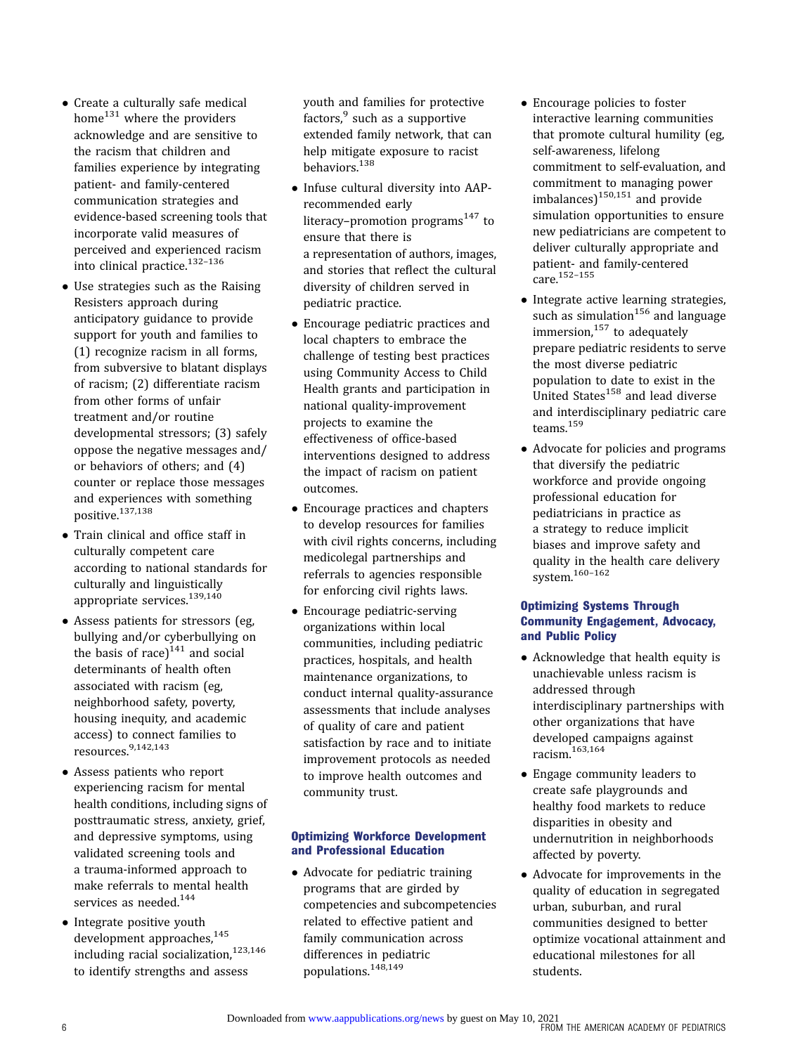- Create a culturally safe medical home[131] where the providers acknowledge and are sensitive to the racism that children and families experience by integrating patient- and family-centered communication strategies and evidence-based screening tools that incorporate valid measures of perceived and experienced racism into clinical practice.[132–136]
- Use strategies such as the Raising Resisters approach during anticipatory guidance to provide support for youth and families to (1) recognize racism in all forms, from subversive to blatant displays of racism; (2) differentiate racism from other forms of unfair treatment and/or routine developmental stressors; (3) safely oppose the negative messages and/or behaviors of others; and (4) counter or replace those messages and experiences with something positive.[137,138]
- Train clinical and office staff in culturally competent care according to national standards for culturally and linguistically appropriate services.[139,140]
- Assess patients for stressors (eg, bullying and/or cyberbullying on the basis of race)[141] and social determinants of health often associated with racism (eg, neighborhood safety, poverty, housing inequity, and academic access) to connect families to resources.[9,142,143]
- Assess patients who report experiencing racism for mental health conditions, including signs of posttraumatic stress, anxiety, grief, and depressive symptoms, using validated screening tools and a trauma-informed approach to make referrals to mental health services as needed.[144]
- Integrate positive youth development approaches,[145] including racial socialization,[123,146] to identify strengths and assess youth and families for protective factors,[9] such as a supportive extended family network, that can help mitigate exposure to racist behaviors.[138]
- Infuse cultural diversity into AAP-recommended early literacy–promotion programs[147] to ensure that there is a representation of authors, images, and stories that reflect the cultural diversity of children served in pediatric practice.
- Encourage pediatric practices and local chapters to embrace the challenge of testing best practices using Community Access to Child Health grants and participation in national quality-improvement projects to examine the effectiveness of office-based interventions designed to address the impact of racism on patient outcomes.
- Encourage practices and chapters to develop resources for families with civil rights concerns, including medicolegal partnerships and referrals to agencies responsible for enforcing civil rights laws.
- Encourage pediatric-serving organizations within local communities, including pediatric practices, hospitals, and health maintenance organizations, to conduct internal quality-assurance assessments that include analyses of quality of care and patient satisfaction by race and to initiate improvement protocols as needed to improve health outcomes and community trust.

### Optimizing Workforce Development and Professional Education

- Advocate for pediatric training programs that are girded by competencies and subcompetencies related to effective patient and family communication across differences in pediatric populations.[148,149]
- Encourage policies to foster interactive learning communities that promote cultural humility (eg, self-awareness, lifelong commitment to self-evaluation, and commitment to managing power imbalances)[150,151] and provide simulation opportunities to ensure new pediatricians are competent to deliver culturally appropriate and patient- and family-centered care.[152–155]
- Integrate active learning strategies, such as simulation[156] and language immersion,[157] to adequately prepare pediatric residents to serve the most diverse pediatric population to date to exist in the United States[158] and lead diverse and interdisciplinary pediatric care teams.[159]
- Advocate for policies and programs that diversify the pediatric workforce and provide ongoing professional education for pediatricians in practice as a strategy to reduce implicit biases and improve safety and quality in the health care delivery system.[160–162]

### Optimizing Systems Through Community Engagement, Advocacy, and Public Policy

- Acknowledge that health equity is unachievable unless racism is addressed through interdisciplinary partnerships with other organizations that have developed campaigns against racism.[163,164]
- Engage community leaders to create safe playgrounds and healthy food markets to reduce disparities in obesity and undernutrition in neighborhoods affected by poverty.
- Advocate for improvements in the quality of education in segregated urban, suburban, and rural communities designed to better optimize vocational attainment and educational milestones for all students.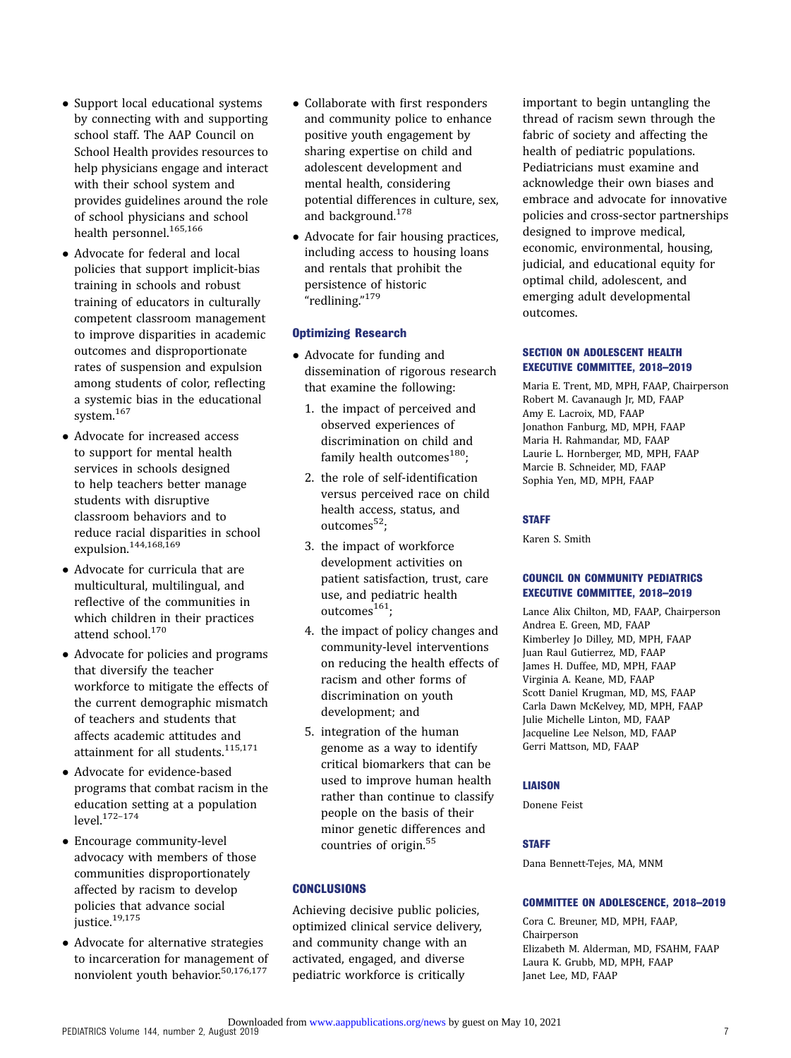- Support local educational systems by connecting with and supporting school staff. The AAP Council on School Health provides resources to help physicians engage and interact with their school system and provides guidelines around the role of school physicians and school health personnel.[165,166]
- Advocate for federal and local policies that support implicit-bias training in schools and robust training of educators in culturally competent classroom management to improve disparities in academic outcomes and disproportionate rates of suspension and expulsion among students of color, reflecting a systemic bias in the educational system.[167]
- Advocate for increased access to support for mental health services in schools designed to help teachers better manage students with disruptive classroom behaviors and to reduce racial disparities in school expulsion.[144,168,169]
- Advocate for curricula that are multicultural, multilingual, and reflective of the communities in which children in their practices attend school.[170]
- Advocate for policies and programs that diversify the teacher workforce to mitigate the effects of the current demographic mismatch of teachers and students that affects academic attitudes and attainment for all students.[115,171]
- Advocate for evidence-based programs that combat racism in the education setting at a population level.[172–174]
- Encourage community-level advocacy with members of those communities disproportionately affected by racism to develop policies that advance social justice.[19,175]
- Advocate for alternative strategies to incarceration for management of nonviolent youth behavior.[50,176,177]
- Collaborate with first responders and community police to enhance positive youth engagement by sharing expertise on child and adolescent development and mental health, considering potential differences in culture, sex, and background.[178]
- Advocate for fair housing practices, including access to housing loans and rentals that prohibit the persistence of historic "redlining."[179]

### Optimizing Research

- Advocate for funding and dissemination of rigorous research that examine the following:
  1. the impact of perceived and observed experiences of discrimination on child and family health outcomes[180];
  2. the role of self-identification versus perceived race on child health access, status, and outcomes[52];
  3. the impact of workforce development activities on patient satisfaction, trust, care use, and pediatric health outcomes[161];
  4. the impact of policy changes and community-level interventions on reducing the health effects of racism and other forms of discrimination on youth development; and
  5. integration of the human genome as a way to identify critical biomarkers that can be used to improve human health rather than continue to classify people on the basis of their minor genetic differences and countries of origin.[55]

## CONCLUSIONS

Achieving decisive public policies, optimized clinical service delivery, and community change with an activated, engaged, and diverse pediatric workforce is critically important to begin untangling the thread of racism sewn through the fabric of society and affecting the health of pediatric populations. Pediatricians must examine and acknowledge their own biases and embrace and advocate for innovative policies and cross-sector partnerships designed to improve medical, economic, environmental, housing, judicial, and educational equity for optimal child, adolescent, and emerging adult developmental outcomes.

### SECTION ON ADOLESCENT HEALTH EXECUTIVE COMMITTEE, 2018–2019

Maria E. Trent, MD, MPH, FAAP, Chairperson
Robert M. Cavanaugh Jr, MD, FAAP
Amy E. Lacroix, MD, FAAP
Jonathon Fanburg, MD, MPH, FAAP
Maria H. Rahmandar, MD, FAAP
Laurie L. Hornberger, MD, MPH, FAAP
Marcie B. Schneider, MD, FAAP
Sophia Yen, MD, MPH, FAAP

### STAFF

Karen S. Smith

### COUNCIL ON COMMUNITY PEDIATRICS EXECUTIVE COMMITTEE, 2018–2019

Lance Alix Chilton, MD, FAAP, Chairperson
Andrea E. Green, MD, FAAP
Kimberley Jo Dilley, MD, MPH, FAAP
Juan Raul Gutierrez, MD, FAAP
James H. Duffee, MD, MPH, FAAP
Virginia A. Keane, MD, FAAP
Scott Daniel Krugman, MD, MS, FAAP
Carla Dawn McKelvey, MD, MPH, FAAP
Julie Michelle Linton, MD, FAAP
Jacqueline Lee Nelson, MD, FAAP
Gerri Mattson, MD, FAAP

### LIAISON

Donene Feist

### STAFF

Dana Bennett-Tejes, MA, MNM

### COMMITTEE ON ADOLESCENCE, 2018–2019

Cora C. Breuner, MD, MPH, FAAP, Chairperson
Elizabeth M. Alderman, MD, FSAHM, FAAP
Laura K. Grubb, MD, MPH, FAAP
Janet Lee, MD, FAAP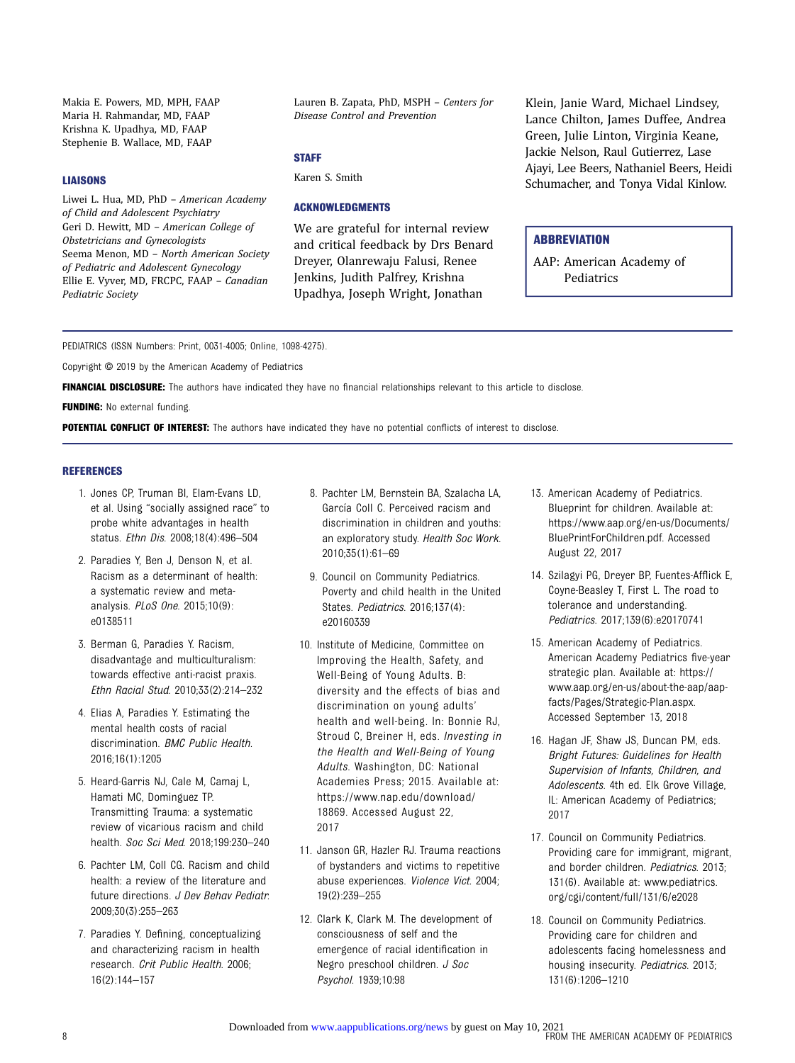Makia E. Powers, MD, MPH, FAAP
Maria H. Rahmandar, MD, FAAP
Krishna K. Upadhya, MD, FAAP
Stephenie B. Wallace, MD, FAAP

### LIAISONS

Liwei L. Hua, MD, PhD – *American Academy of Child and Adolescent Psychiatry*
Geri D. Hewitt, MD – *American College of Obstetricians and Gynecologists*
Seema Menon, MD – *North American Society of Pediatric and Adolescent Gynecology*
Ellie E. Vyver, MD, FRCPC, FAAP – *Canadian Pediatric Society*
Lauren B. Zapata, PhD, MSPH – *Centers for Disease Control and Prevention*

### STAFF

Karen S. Smith

### ACKNOWLEDGMENTS

We are grateful for internal review and critical feedback by Drs Benard Dreyer, Olanrewaju Falusi, Renee Jenkins, Judith Palfrey, Krishna Upadhya, Joseph Wright, Jonathan Klein, Janie Ward, Michael Lindsey, Lance Chilton, James Duffee, Andrea Green, Julie Linton, Virginia Keane, Jackie Nelson, Raul Gutierrez, Lase Ajayi, Lee Beers, Nathaniel Beers, Heidi Schumacher, and Tonya Vidal Kinlow.

### ABBREVIATION

AAP: American Academy of Pediatrics

PEDIATRICS (ISSN Numbers: Print, 0031-4005; Online, 1098-4275).

Copyright © 2019 by the American Academy of Pediatrics

**FINANCIAL DISCLOSURE:** The authors have indicated they have no financial relationships relevant to this article to disclose.

**FUNDING:** No external funding.

**POTENTIAL CONFLICT OF INTEREST:** The authors have indicated they have no potential conflicts of interest to disclose.

### REFERENCES

1. Jones CP, Truman BI, Elam-Evans LD, et al. Using "socially assigned race" to probe white advantages in health status. *Ethn Dis*. 2008;18(4):496–504
2. Paradies Y, Ben J, Denson N, et al. Racism as a determinant of health: a systematic review and meta-analysis. *PLoS One*. 2015;10(9):e0138511
3. Berman G, Paradies Y. Racism, disadvantage and multiculturalism: towards effective anti-racist praxis. *Ethn Racial Stud*. 2010;33(2):214–232
4. Elias A, Paradies Y. Estimating the mental health costs of racial discrimination. *BMC Public Health*. 2016;16(1):1205
5. Heard-Garris NJ, Cale M, Camaj L, Hamati MC, Dominguez TP. Transmitting Trauma: a systematic review of vicarious racism and child health. *Soc Sci Med*. 2018;199:230–240
6. Pachter LM, Coll CG. Racism and child health: a review of the literature and future directions. *J Dev Behav Pediatr*. 2009;30(3):255–263
7. Paradies Y. Defining, conceptualizing and characterizing racism in health research. *Crit Public Health*. 2006;16(2):144–157
8. Pachter LM, Bernstein BA, Szalacha LA, García Coll C. Perceived racism and discrimination in children and youths: an exploratory study. *Health Soc Work*. 2010;35(1):61–69
9. Council on Community Pediatrics. Poverty and child health in the United States. *Pediatrics*. 2016;137(4):e20160339
10. Institute of Medicine, Committee on Improving the Health, Safety, and Well-Being of Young Adults. B: diversity and the effects of bias and discrimination on young adults' health and well-being. In: Bonnie RJ, Stroud C, Breiner H, eds. *Investing in the Health and Well-Being of Young Adults*. Washington, DC: National Academies Press; 2015. Available at: https://www.nap.edu/download/18869. Accessed August 22, 2017
11. Janson GR, Hazler RJ. Trauma reactions of bystanders and victims to repetitive abuse experiences. *Violence Vict*. 2004;19(2):239–255
12. Clark K, Clark M. The development of consciousness of self and the emergence of racial identification in Negro preschool children. *J Soc Psychol*. 1939;10:98
13. American Academy of Pediatrics. Blueprint for children. Available at: https://www.aap.org/en-us/Documents/BluePrintForChildren.pdf. Accessed August 22, 2017
14. Szilagyi PG, Dreyer BP, Fuentes-Afflick E, Coyne-Beasley T, First L. The road to tolerance and understanding. *Pediatrics*. 2017;139(6):e20170741
15. American Academy of Pediatrics. American Academy Pediatrics five-year strategic plan. Available at: https://www.aap.org/en-us/about-the-aap/aap-facts/Pages/Strategic-Plan.aspx. Accessed September 13, 2018
16. Hagan JF, Shaw JS, Duncan PM, eds. *Bright Futures: Guidelines for Health Supervision of Infants, Children, and Adolescents*. 4th ed. Elk Grove Village, IL: American Academy of Pediatrics; 2017
17. Council on Community Pediatrics. Providing care for immigrant, migrant, and border children. *Pediatrics*. 2013;131(6). Available at: www.pediatrics.org/cgi/content/full/131/6/e2028
18. Council on Community Pediatrics. Providing care for children and adolescents facing homelessness and housing insecurity. *Pediatrics*. 2013;131(6):1206–1210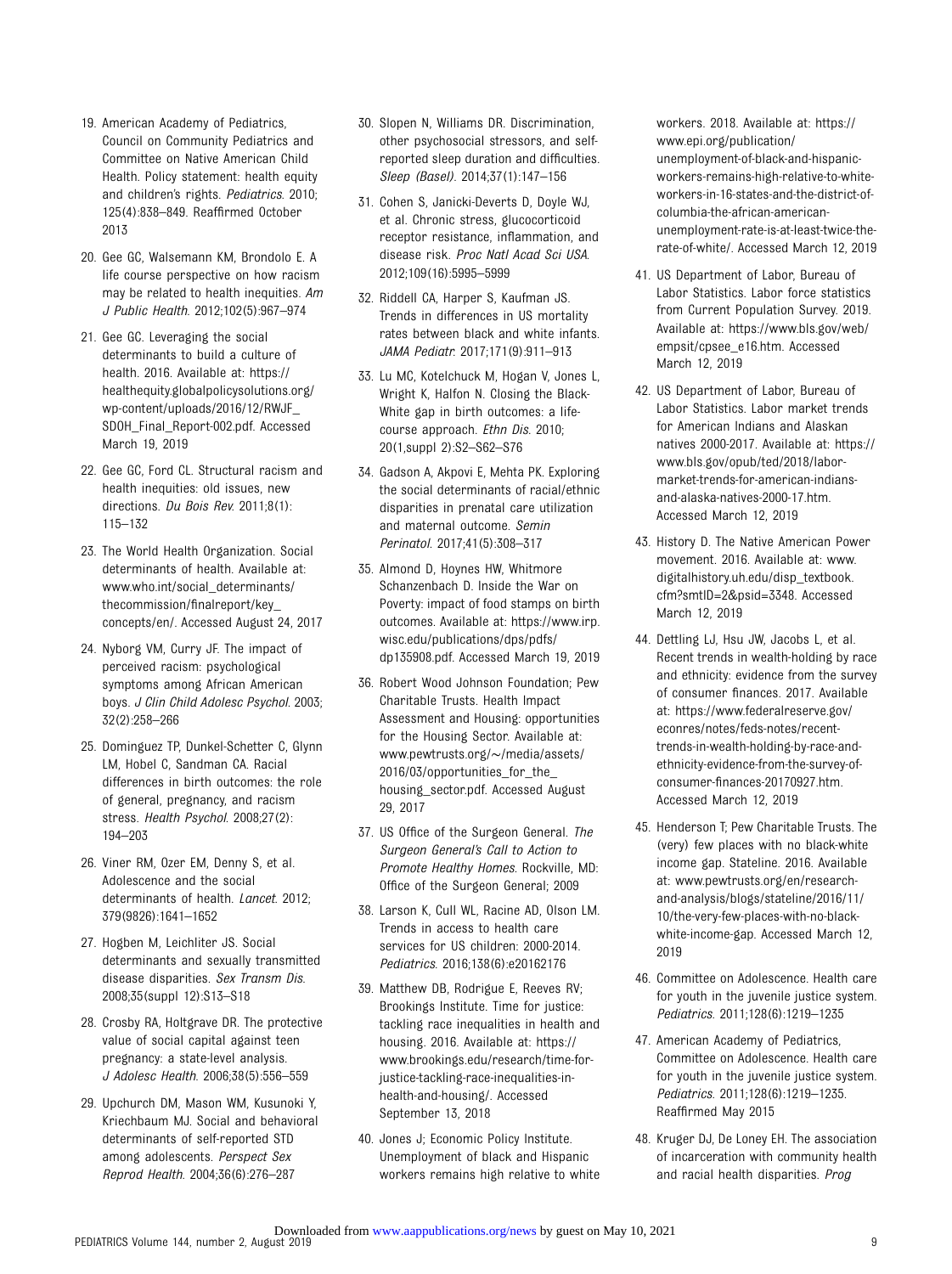19. American Academy of Pediatrics, Council on Community Pediatrics and Committee on Native American Child Health. Policy statement: health equity and children's rights. *Pediatrics*. 2010; 125(4):838–849. Reaffirmed October 2013

20. Gee GC, Walsemann KM, Brondolo E. A life course perspective on how racism may be related to health inequities. *Am J Public Health*. 2012;102(5):967–974

21. Gee GC. Leveraging the social determinants to build a culture of health. 2016. Available at: https://healthequity.globalpolicysolutions.org/wp-content/uploads/2016/12/RWJF_SDOH_Final_Report-002.pdf. Accessed March 19, 2019

22. Gee GC, Ford CL. Structural racism and health inequities: old issues, new directions. *Du Bois Rev*. 2011;8(1): 115–132

23. The World Health Organization. Social determinants of health. Available at: www.who.int/social_determinants/thecommission/finalreport/key_concepts/en/. Accessed August 24, 2017

24. Nyborg VM, Curry JF. The impact of perceived racism: psychological symptoms among African American boys. *J Clin Child Adolesc Psychol*. 2003; 32(2):258–266

25. Dominguez TP, Dunkel-Schetter C, Glynn LM, Hobel C, Sandman CA. Racial differences in birth outcomes: the role of general, pregnancy, and racism stress. *Health Psychol*. 2008;27(2): 194–203

26. Viner RM, Ozer EM, Denny S, et al. Adolescence and the social determinants of health. *Lancet*. 2012; 379(9826):1641–1652

27. Hogben M, Leichliter JS. Social determinants and sexually transmitted disease disparities. *Sex Transm Dis*. 2008;35(suppl 12):S13–S18

28. Crosby RA, Holtgrave DR. The protective value of social capital against teen pregnancy: a state-level analysis. *J Adolesc Health*. 2006;38(5):556–559

29. Upchurch DM, Mason WM, Kusunoki Y, Kriechbaum MJ. Social and behavioral determinants of self-reported STD among adolescents. *Perspect Sex Reprod Health*. 2004;36(6):276–287

30. Slopen N, Williams DR. Discrimination, other psychosocial stressors, and self-reported sleep duration and difficulties. *Sleep (Basel)*. 2014;37(1):147–156

31. Cohen S, Janicki-Deverts D, Doyle WJ, et al. Chronic stress, glucocorticoid receptor resistance, inflammation, and disease risk. *Proc Natl Acad Sci USA*. 2012;109(16):5995–5999

32. Riddell CA, Harper S, Kaufman JS. Trends in differences in US mortality rates between black and white infants. *JAMA Pediatr*. 2017;171(9):911–913

33. Lu MC, Kotelchuck M, Hogan V, Jones L, Wright K, Halfon N. Closing the Black-White gap in birth outcomes: a life-course approach. *Ethn Dis*. 2010; 20(1,suppl 2):S2–S62–S76

34. Gadson A, Akpovi E, Mehta PK. Exploring the social determinants of racial/ethnic disparities in prenatal care utilization and maternal outcome. *Semin Perinatol*. 2017;41(5):308–317

35. Almond D, Hoynes HW, Whitmore Schanzenbach D. Inside the War on Poverty: impact of food stamps on birth outcomes. Available at: https://www.irp.wisc.edu/publications/dps/pdfs/dp135908.pdf. Accessed March 19, 2019

36. Robert Wood Johnson Foundation; Pew Charitable Trusts. Health Impact Assessment and Housing: opportunities for the Housing Sector. Available at: www.pewtrusts.org/~/media/assets/2016/03/opportunities_for_the_housing_sector.pdf. Accessed August 29, 2017

37. US Office of the Surgeon General. *The Surgeon General's Call to Action to Promote Healthy Homes*. Rockville, MD: Office of the Surgeon General; 2009

38. Larson K, Cull WL, Racine AD, Olson LM. Trends in access to health care services for US children: 2000-2014. *Pediatrics*. 2016;138(6):e20162176

39. Matthew DB, Rodrigue E, Reeves RV; Brookings Institute. Time for justice: tackling race inequalities in health and housing. 2016. Available at: https://www.brookings.edu/research/time-for-justice-tackling-race-inequalities-in-health-and-housing/. Accessed September 13, 2018

40. Jones J; Economic Policy Institute. Unemployment of black and Hispanic workers remains high relative to white workers. 2018. Available at: https://www.epi.org/publication/unemployment-of-black-and-hispanic-workers-remains-high-relative-to-white-workers-in-16-states-and-the-district-of-columbia-the-african-american-unemployment-rate-is-at-least-twice-the-rate-of-white/. Accessed March 12, 2019

41. US Department of Labor, Bureau of Labor Statistics. Labor force statistics from Current Population Survey. 2019. Available at: https://www.bls.gov/web/empsit/cpsee_e16.htm. Accessed March 12, 2019

42. US Department of Labor, Bureau of Labor Statistics. Labor market trends for American Indians and Alaskan natives 2000-2017. Available at: https://www.bls.gov/opub/ted/2018/labor-market-trends-for-american-indians-and-alaska-natives-2000-17.htm. Accessed March 12, 2019

43. History D. The Native American Power movement. 2016. Available at: www.digitalhistory.uh.edu/disp_textbook.cfm?smtID=2&psid=3348. Accessed March 12, 2019

44. Dettling LJ, Hsu JW, Jacobs L, et al. Recent trends in wealth-holding by race and ethnicity: evidence from the survey of consumer finances. 2017. Available at: https://www.federalreserve.gov/econres/notes/feds-notes/recent-trends-in-wealth-holding-by-race-and-ethnicity-evidence-from-the-survey-of-consumer-finances-20170927.htm. Accessed March 12, 2019

45. Henderson T; Pew Charitable Trusts. The (very) few places with no black-white income gap. Stateline. 2016. Available at: www.pewtrusts.org/en/research-and-analysis/blogs/stateline/2016/11/10/the-very-few-places-with-no-black-white-income-gap. Accessed March 12, 2019

46. Committee on Adolescence. Health care for youth in the juvenile justice system. *Pediatrics*. 2011;128(6):1219–1235

47. American Academy of Pediatrics, Committee on Adolescence. Health care for youth in the juvenile justice system. *Pediatrics*. 2011;128(6):1219–1235. Reaffirmed May 2015

48. Kruger DJ, De Loney EH. The association of incarceration with community health and racial health disparities. *Prog*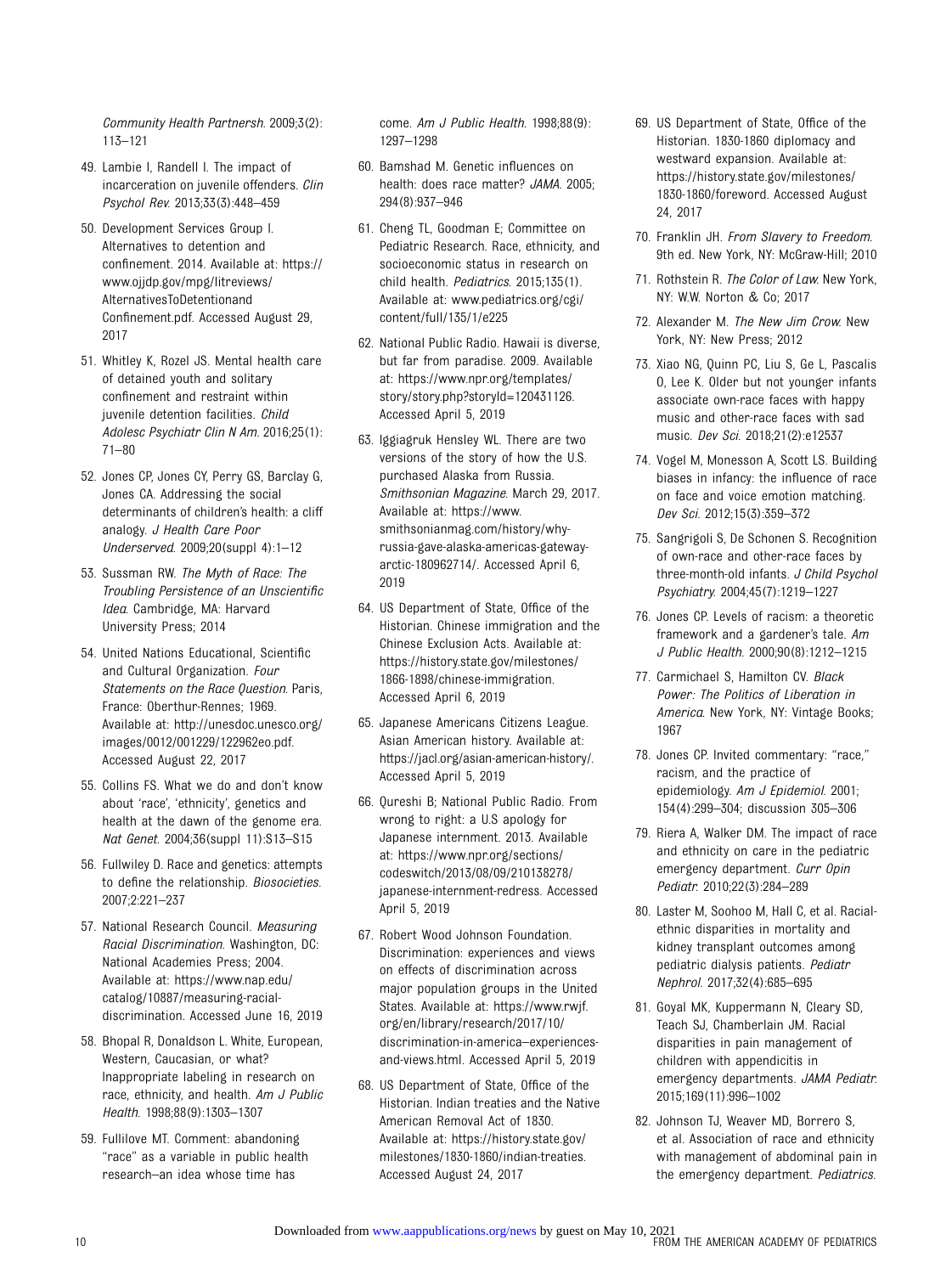*Community Health Partnersh*. 2009;3(2): 113–121

49. Lambie I, Randell I. The impact of incarceration on juvenile offenders. *Clin Psychol Rev*. 2013;33(3):448–459
50. Development Services Group I. Alternatives to detention and confinement. 2014. Available at: https://www.ojjdp.gov/mpg/litreviews/AlternativesToDetentionandConfinement.pdf. Accessed August 29, 2017
51. Whitley K, Rozel JS. Mental health care of detained youth and solitary confinement and restraint within juvenile detention facilities. *Child Adolesc Psychiatr Clin N Am*. 2016;25(1): 71–80
52. Jones CP, Jones CY, Perry GS, Barclay G, Jones CA. Addressing the social determinants of children's health: a cliff analogy. *J Health Care Poor Underserved*. 2009;20(suppl 4):1–12
53. Sussman RW. *The Myth of Race: The Troubling Persistence of an Unscientific Idea*. Cambridge, MA: Harvard University Press; 2014
54. United Nations Educational, Scientific and Cultural Organization. *Four Statements on the Race Question*. Paris, France: Oberthur-Rennes; 1969. Available at: http://unesdoc.unesco.org/images/0012/001229/122962eo.pdf. Accessed August 22, 2017
55. Collins FS. What we do and don't know about 'race', 'ethnicity', genetics and health at the dawn of the genome era. *Nat Genet*. 2004;36(suppl 11):S13–S15
56. Fullwiley D. Race and genetics: attempts to define the relationship. *Biosocieties*. 2007;2:221–237
57. National Research Council. *Measuring Racial Discrimination*. Washington, DC: National Academies Press; 2004. Available at: https://www.nap.edu/catalog/10887/measuring-racial-discrimination. Accessed June 16, 2019
58. Bhopal R, Donaldson L. White, European, Western, Caucasian, or what? Inappropriate labeling in research on race, ethnicity, and health. *Am J Public Health*. 1998;88(9):1303–1307
59. Fullilove MT. Comment: abandoning "race" as a variable in public health research–an idea whose time has come. *Am J Public Health*. 1998;88(9): 1297–1298
60. Bamshad M. Genetic influences on health: does race matter? *JAMA*. 2005; 294(8):937–946
61. Cheng TL, Goodman E; Committee on Pediatric Research. Race, ethnicity, and socioeconomic status in research on child health. *Pediatrics*. 2015;135(1). Available at: www.pediatrics.org/cgi/content/full/135/1/e225
62. National Public Radio. Hawaii is diverse, but far from paradise. 2009. Available at: https://www.npr.org/templates/story/story.php?storyId=120431126. Accessed April 5, 2019
63. Iggiagruk Hensley WL. There are two versions of the story of how the U.S. purchased Alaska from Russia. *Smithsonian Magazine*. March 29, 2017. Available at: https://www.smithsonianmag.com/history/why-russia-gave-alaska-americas-gateway-arctic-180962714/. Accessed April 6, 2019
64. US Department of State, Office of the Historian. Chinese immigration and the Chinese Exclusion Acts. Available at: https://history.state.gov/milestones/1866-1898/chinese-immigration. Accessed April 6, 2019
65. Japanese Americans Citizens League. Asian American history. Available at: https://jacl.org/asian-american-history/. Accessed April 5, 2019
66. Qureshi B; National Public Radio. From wrong to right: a U.S apology for Japanese internment. 2013. Available at: https://www.npr.org/sections/codeswitch/2013/08/09/210138278/japanese-internment-redress. Accessed April 5, 2019
67. Robert Wood Johnson Foundation. Discrimination: experiences and views on effects of discrimination across major population groups in the United States. Available at: https://www.rwjf.org/en/library/research/2017/10/discrimination-in-america–experiences-and-views.html. Accessed April 5, 2019
68. US Department of State, Office of the Historian. Indian treaties and the Native American Removal Act of 1830. Available at: https://history.state.gov/milestones/1830-1860/indian-treaties. Accessed August 24, 2017
69. US Department of State, Office of the Historian. 1830-1860 diplomacy and westward expansion. Available at: https://history.state.gov/milestones/1830-1860/foreword. Accessed August 24, 2017
70. Franklin JH. *From Slavery to Freedom*. 9th ed. New York, NY: McGraw-Hill; 2010
71. Rothstein R. *The Color of Law*. New York, NY: W.W. Norton & Co; 2017
72. Alexander M. *The New Jim Crow*. New York, NY: New Press; 2012
73. Xiao NG, Quinn PC, Liu S, Ge L, Pascalis O, Lee K. Older but not younger infants associate own-race faces with happy music and other-race faces with sad music. *Dev Sci*. 2018;21(2):e12537
74. Vogel M, Monesson A, Scott LS. Building biases in infancy: the influence of race on face and voice emotion matching. *Dev Sci*. 2012;15(3):359–372
75. Sangrigoli S, De Schonen S. Recognition of own-race and other-race faces by three-month-old infants. *J Child Psychol Psychiatry*. 2004;45(7):1219–1227
76. Jones CP. Levels of racism: a theoretic framework and a gardener's tale. *Am J Public Health*. 2000;90(8):1212–1215
77. Carmichael S, Hamilton CV. *Black Power: The Politics of Liberation in America*. New York, NY: Vintage Books; 1967
78. Jones CP. Invited commentary: "race," racism, and the practice of epidemiology. *Am J Epidemiol*. 2001; 154(4):299–304; discussion 305–306
79. Riera A, Walker DM. The impact of race and ethnicity on care in the pediatric emergency department. *Curr Opin Pediatr*. 2010;22(3):284–289
80. Laster M, Soohoo M, Hall C, et al. Racial-ethnic disparities in mortality and kidney transplant outcomes among pediatric dialysis patients. *Pediatr Nephrol*. 2017;32(4):685–695
81. Goyal MK, Kuppermann N, Cleary SD, Teach SJ, Chamberlain JM. Racial disparities in pain management of children with appendicitis in emergency departments. *JAMA Pediatr*. 2015;169(11):996–1002
82. Johnson TJ, Weaver MD, Borrero S, et al. Association of race and ethnicity with management of abdominal pain in the emergency department. *Pediatrics*.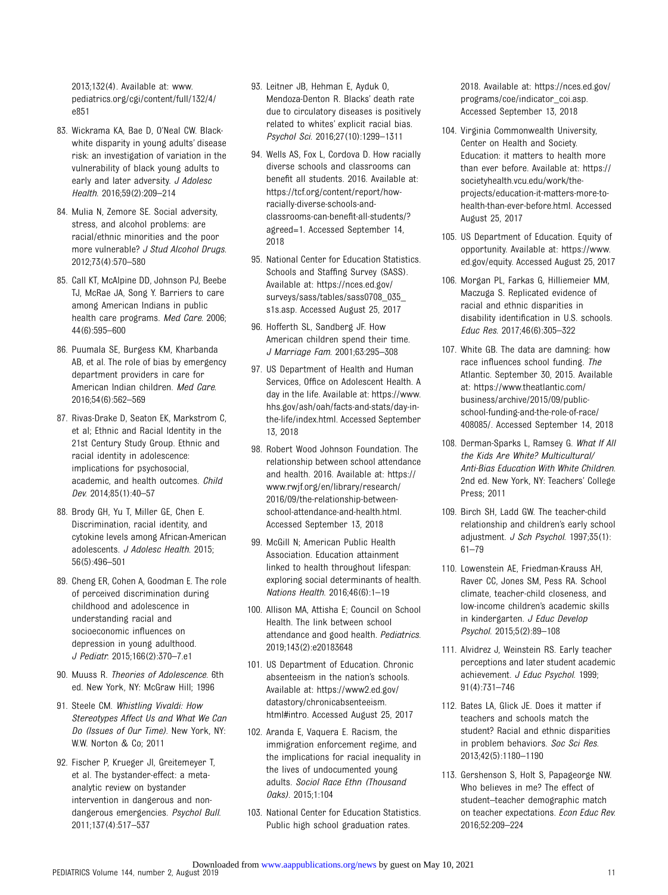2013;132(4). Available at: www.pediatrics.org/cgi/content/full/132/4/e851

83. Wickrama KA, Bae D, O'Neal CW. Black-white disparity in young adults' disease risk: an investigation of variation in the vulnerability of black young adults to early and later adversity. *J Adolesc Health*. 2016;59(2):209–214

84. Mulia N, Zemore SE. Social adversity, stress, and alcohol problems: are racial/ethnic minorities and the poor more vulnerable? *J Stud Alcohol Drugs*. 2012;73(4):570–580

85. Call KT, McAlpine DD, Johnson PJ, Beebe TJ, McRae JA, Song Y. Barriers to care among American Indians in public health care programs. *Med Care*. 2006;44(6):595–600

86. Puumala SE, Burgess KM, Kharbanda AB, et al. The role of bias by emergency department providers in care for American Indian children. *Med Care*. 2016;54(6):562–569

87. Rivas-Drake D, Seaton EK, Markstrom C, et al; Ethnic and Racial Identity in the 21st Century Study Group. Ethnic and racial identity in adolescence: implications for psychosocial, academic, and health outcomes. *Child Dev*. 2014;85(1):40–57

88. Brody GH, Yu T, Miller GE, Chen E. Discrimination, racial identity, and cytokine levels among African-American adolescents. *J Adolesc Health*. 2015;56(5):496–501

89. Cheng ER, Cohen A, Goodman E. The role of perceived discrimination during childhood and adolescence in understanding racial and socioeconomic influences on depression in young adulthood. *J Pediatr*. 2015;166(2):370–7.e1

90. Muuss R. *Theories of Adolescence*. 6th ed. New York, NY: McGraw Hill; 1996

91. Steele CM. *Whistling Vivaldi: How Stereotypes Affect Us and What We Can Do (Issues of Our Time)*. New York, NY: W.W. Norton & Co; 2011

92. Fischer P, Krueger JI, Greitemeyer T, et al. The bystander-effect: a meta-analytic review on bystander intervention in dangerous and non-dangerous emergencies. *Psychol Bull*. 2011;137(4):517–537

93. Leitner JB, Hehman E, Ayduk O, Mendoza-Denton R. Blacks' death rate due to circulatory diseases is positively related to whites' explicit racial bias. *Psychol Sci*. 2016;27(10):1299–1311

94. Wells AS, Fox L, Cordova D. How racially diverse schools and classrooms can benefit all students. 2016. Available at: https://tcf.org/content/report/how-racially-diverse-schools-and-classrooms-can-benefit-all-students/?agreed=1. Accessed September 14, 2018

95. National Center for Education Statistics. Schools and Staffing Survey (SASS). Available at: https://nces.ed.gov/surveys/sass/tables/sass0708_035_s1s.asp. Accessed August 25, 2017

96. Hofferth SL, Sandberg JF. How American children spend their time. *J Marriage Fam*. 2001;63:295–308

97. US Department of Health and Human Services, Office on Adolescent Health. A day in the life. Available at: https://www.hhs.gov/ash/oah/facts-and-stats/day-in-the-life/index.html. Accessed September 13, 2018

98. Robert Wood Johnson Foundation. The relationship between school attendance and health. 2016. Available at: https://www.rwjf.org/en/library/research/2016/09/the-relationship-between-school-attendance-and-health.html. Accessed September 13, 2018

99. McGill N; American Public Health Association. Education attainment linked to health throughout lifespan: exploring social determinants of health. *Nations Health*. 2016;46(6):1–19

100. Allison MA, Attisha E; Council on School Health. The link between school attendance and good health. *Pediatrics*. 2019;143(2):e20183648

101. US Department of Education. Chronic absenteeism in the nation's schools. Available at: https://www2.ed.gov/datastory/chronicabsenteeism.html#intro. Accessed August 25, 2017

102. Aranda E, Vaquera E. Racism, the immigration enforcement regime, and the implications for racial inequality in the lives of undocumented young adults. *Sociol Race Ethn (Thousand Oaks)*. 2015;1:104

103. National Center for Education Statistics. Public high school graduation rates. 2018. Available at: https://nces.ed.gov/programs/coe/indicator_coi.asp. Accessed September 13, 2018

104. Virginia Commonwealth University, Center on Health and Society. Education: it matters to health more than ever before. Available at: https://societyhealth.vcu.edu/work/the-projects/education-it-matters-more-to-health-than-ever-before.html. Accessed August 25, 2017

105. US Department of Education. Equity of opportunity. Available at: https://www.ed.gov/equity. Accessed August 25, 2017

106. Morgan PL, Farkas G, Hilliemeier MM, Maczuga S. Replicated evidence of racial and ethnic disparities in disability identification in U.S. schools. *Educ Res*. 2017;46(6):305–322

107. White GB. The data are damning: how race influences school funding. *The* Atlantic. September 30, 2015. Available at: https://www.theatlantic.com/business/archive/2015/09/public-school-funding-and-the-role-of-race/408085/. Accessed September 14, 2018

108. Derman-Sparks L, Ramsey G. *What If All the Kids Are White? Multicultural/Anti-Bias Education With White Children*. 2nd ed. New York, NY: Teachers' College Press; 2011

109. Birch SH, Ladd GW. The teacher-child relationship and children's early school adjustment. *J Sch Psychol*. 1997;35(1):61–79

110. Lowenstein AE, Friedman-Krauss AH, Raver CC, Jones SM, Pess RA. School climate, teacher-child closeness, and low-income children's academic skills in kindergarten. *J Educ Develop Psychol*. 2015;5(2):89–108

111. Alvidrez J, Weinstein RS. Early teacher perceptions and later student academic achievement. *J Educ Psychol*. 1999;91(4):731–746

112. Bates LA, Glick JE. Does it matter if teachers and schools match the student? Racial and ethnic disparities in problem behaviors. *Soc Sci Res*. 2013;42(5):1180–1190

113. Gershenson S, Holt S, Papageorge NW. Who believes in me? The effect of student–teacher demographic match on teacher expectations. *Econ Educ Rev*. 2016;52:209–224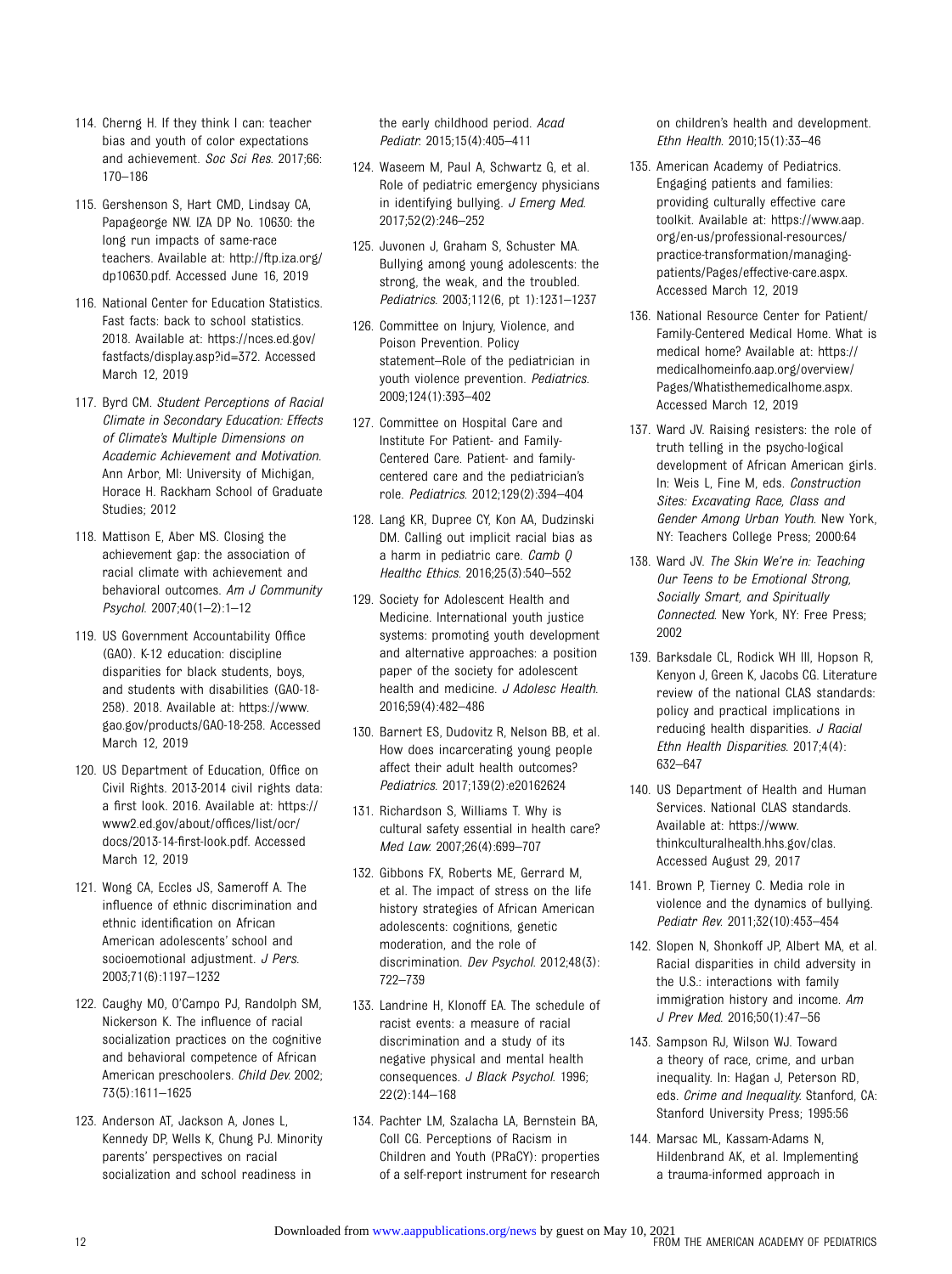114. Cherng H. If they think I can: teacher bias and youth of color expectations and achievement. *Soc Sci Res*. 2017;66: 170–186

115. Gershenson S, Hart CMD, Lindsay CA, Papageorge NW. IZA DP No. 10630: the long run impacts of same-race teachers. Available at: http://ftp.iza.org/dp10630.pdf. Accessed June 16, 2019

116. National Center for Education Statistics. Fast facts: back to school statistics. 2018. Available at: https://nces.ed.gov/fastfacts/display.asp?id=372. Accessed March 12, 2019

117. Byrd CM. *Student Perceptions of Racial Climate in Secondary Education: Effects of Climate's Multiple Dimensions on Academic Achievement and Motivation*. Ann Arbor, MI: University of Michigan, Horace H. Rackham School of Graduate Studies; 2012

118. Mattison E, Aber MS. Closing the achievement gap: the association of racial climate with achievement and behavioral outcomes. *Am J Community Psychol*. 2007;40(1–2):1–12

119. US Government Accountability Office (GAO). K-12 education: discipline disparities for black students, boys, and students with disabilities (GAO-18-258). 2018. Available at: https://www.gao.gov/products/GAO-18-258. Accessed March 12, 2019

120. US Department of Education, Office on Civil Rights. 2013-2014 civil rights data: a first look. 2016. Available at: https://www2.ed.gov/about/offices/list/ocr/docs/2013-14-first-look.pdf. Accessed March 12, 2019

121. Wong CA, Eccles JS, Sameroff A. The influence of ethnic discrimination and ethnic identification on African American adolescents' school and socioemotional adjustment. *J Pers*. 2003;71(6):1197–1232

122. Caughy MO, O'Campo PJ, Randolph SM, Nickerson K. The influence of racial socialization practices on the cognitive and behavioral competence of African American preschoolers. *Child Dev*. 2002; 73(5):1611–1625

123. Anderson AT, Jackson A, Jones L, Kennedy DP, Wells K, Chung PJ. Minority parents' perspectives on racial socialization and school readiness in the early childhood period. *Acad Pediatr*. 2015;15(4):405–411

124. Waseem M, Paul A, Schwartz G, et al. Role of pediatric emergency physicians in identifying bullying. *J Emerg Med*. 2017;52(2):246–252

125. Juvonen J, Graham S, Schuster MA. Bullying among young adolescents: the strong, the weak, and the troubled. *Pediatrics*. 2003;112(6, pt 1):1231–1237

126. Committee on Injury, Violence, and Poison Prevention. Policy statement–Role of the pediatrician in youth violence prevention. *Pediatrics*. 2009;124(1):393–402

127. Committee on Hospital Care and Institute For Patient- and Family-Centered Care. Patient- and family-centered care and the pediatrician's role. *Pediatrics*. 2012;129(2):394–404

128. Lang KR, Dupree CY, Kon AA, Dudzinski DM. Calling out implicit racial bias as a harm in pediatric care. *Camb Q Healthc Ethics*. 2016;25(3):540–552

129. Society for Adolescent Health and Medicine. International youth justice systems: promoting youth development and alternative approaches: a position paper of the society for adolescent health and medicine. *J Adolesc Health*. 2016;59(4):482–486

130. Barnert ES, Dudovitz R, Nelson BB, et al. How does incarcerating young people affect their adult health outcomes? *Pediatrics*. 2017;139(2):e20162624

131. Richardson S, Williams T. Why is cultural safety essential in health care? *Med Law*. 2007;26(4):699–707

132. Gibbons FX, Roberts ME, Gerrard M, et al. The impact of stress on the life history strategies of African American adolescents: cognitions, genetic moderation, and the role of discrimination. *Dev Psychol*. 2012;48(3): 722–739

133. Landrine H, Klonoff EA. The schedule of racist events: a measure of racial discrimination and a study of its negative physical and mental health consequences. *J Black Psychol*. 1996; 22(2):144–168

134. Pachter LM, Szalacha LA, Bernstein BA, Coll CG. Perceptions of Racism in Children and Youth (PRaCY): properties of a self-report instrument for research on children's health and development. *Ethn Health*. 2010;15(1):33–46

135. American Academy of Pediatrics. Engaging patients and families: providing culturally effective care toolkit. Available at: https://www.aap.org/en-us/professional-resources/practice-transformation/managing-patients/Pages/effective-care.aspx. Accessed March 12, 2019

136. National Resource Center for Patient/Family-Centered Medical Home. What is medical home? Available at: https://medicalhomeinfo.aap.org/overview/Pages/Whatisthemedicalhome.aspx. Accessed March 12, 2019

137. Ward JV. Raising resisters: the role of truth telling in the psycho-logical development of African American girls. In: Weis L, Fine M, eds. *Construction Sites: Excavating Race, Class and Gender Among Urban Youth*. New York, NY: Teachers College Press; 2000:64

138. Ward JV. *The Skin We're in: Teaching Our Teens to be Emotional Strong, Socially Smart, and Spiritually Connected*. New York, NY: Free Press; 2002

139. Barksdale CL, Rodick WH III, Hopson R, Kenyon J, Green K, Jacobs CG. Literature review of the national CLAS standards: policy and practical implications in reducing health disparities. *J Racial Ethn Health Disparities*. 2017;4(4): 632–647

140. US Department of Health and Human Services. National CLAS standards. Available at: https://www.thinkculturalhealth.hhs.gov/clas. Accessed August 29, 2017

141. Brown P, Tierney C. Media role in violence and the dynamics of bullying. *Pediatr Rev*. 2011;32(10):453–454

142. Slopen N, Shonkoff JP, Albert MA, et al. Racial disparities in child adversity in the U.S.: interactions with family immigration history and income. *Am J Prev Med*. 2016;50(1):47–56

143. Sampson RJ, Wilson WJ. Toward a theory of race, crime, and urban inequality. In: Hagan J, Peterson RD, eds. *Crime and Inequality*. Stanford, CA: Stanford University Press; 1995:56

144. Marsac ML, Kassam-Adams N, Hildenbrand AK, et al. Implementing a trauma-informed approach in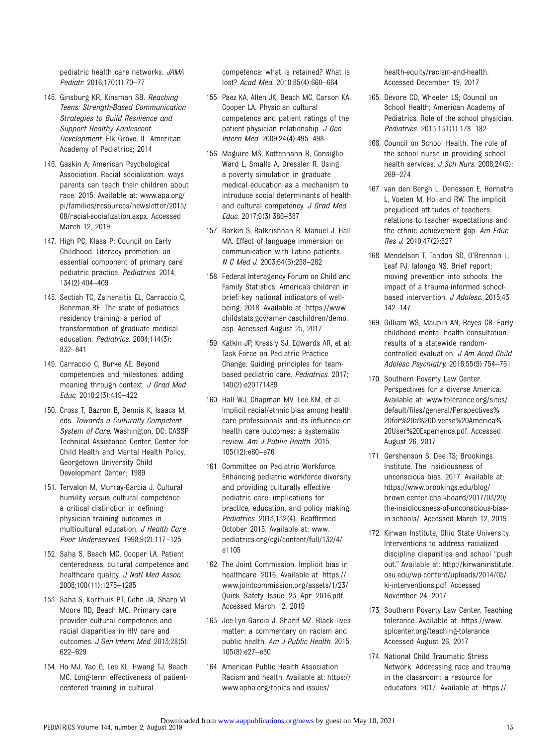pediatric health care networks. *JAMA Pediatr.* 2016;170(1):70–77

145. Ginsburg KR, Kinsman SB. *Reaching Teens: Strength-Based Communication Strategies to Build Resilience and Support Healthy Adolescent Development*. Elk Grove, IL: American Academy of Pediatrics; 2014

146. Gaskin A; American Psychological Association. Racial socialization: ways parents can teach their children about race. 2015. Available at: www.apa.org/pi/families/resources/newsletter/2015/08/racial-socialization.aspx. Accessed March 12, 2019

147. High PC, Klass P; Council on Early Childhood. Literacy promotion: an essential component of primary care pediatric practice. *Pediatrics.* 2014;134(2):404–409

148. Sectish TC, Zalneraitis EL, Carraccio C, Behrman RE. The state of pediatrics residency training: a period of transformation of graduate medical education. *Pediatrics.* 2004;114(3):832–841

149. Carraccio C, Burke AE. Beyond competencies and milestones: adding meaning through context. *J Grad Med Educ.* 2010;2(3):419–422

150. Cross T, Bazron B, Dennis K, Isaacs M, eds. *Towards a Culturally Competent System of Care*. Washington, DC: CASSP Technical Assistance Center, Center for Child Health and Mental Health Policy, Georgetown University Child Development Center; 1989

151. Tervalon M, Murray-García J. Cultural humility versus cultural competence: a critical distinction in defining physician training outcomes in multicultural education. *J Health Care Poor Underserved.* 1998;9(2):117–125

152. Saha S, Beach MC, Cooper LA. Patient centeredness, cultural competence and healthcare quality. *J Natl Med Assoc.* 2008;100(11):1275–1285

153. Saha S, Korthuis PT, Cohn JA, Sharp VL, Moore RD, Beach MC. Primary care provider cultural competence and racial disparities in HIV care and outcomes. *J Gen Intern Med.* 2013;28(5):622–629

154. Ho MJ, Yao G, Lee KL, Hwang TJ, Beach MC. Long-term effectiveness of patient-centered training in cultural competence: what is retained? What is lost? *Acad Med.* 2010;85(4):660–664

155. Paez KA, Allen JK, Beach MC, Carson KA, Cooper LA. Physician cultural competence and patient ratings of the patient-physician relationship. *J Gen Intern Med.* 2009;24(4):495–498

156. Maguire MS, Kottenhahn R, Consiglio-Ward L, Smalls A, Dressler R. Using a poverty simulation in graduate medical education as a mechanism to introduce social determinants of health and cultural competency. *J Grad Med Educ.* 2017;9(3):386–387

157. Barkin S, Balkrishnan R, Manuel J, Hall MA. Effect of language immersion on communication with Latino patients. *N C Med J.* 2003;64(6):258–262

158. Federal Interagency Forum on Child and Family Statistics. America's children in brief: key national indicators of well-being, 2018. Available at: https://www.childstats.gov/americaschildren/demo.asp. Accessed August 25, 2017

159. Katkin JP, Kressly SJ, Edwards AR, et al; Task Force on Pediatric Practice Change. Guiding principles for team-based pediatric care. *Pediatrics.* 2017;140(2):e20171489

160. Hall WJ, Chapman MV, Lee KM, et al. Implicit racial/ethnic bias among health care professionals and its influence on health care outcomes: a systematic review. *Am J Public Health.* 2015;105(12):e60–e76

161. Committee on Pediatric Workforce. Enhancing pediatric workforce diversity and providing culturally effective pediatric care: implications for practice, education, and policy making. *Pediatrics.* 2013;132(4). Reaffirmed October 2015. Available at: www.pediatrics.org/cgi/content/full/132/4/e1105

162. The Joint Commission. Implicit bias in healthcare. 2016. Available at: https://www.jointcommission.org/assets/1/23/Quick_Safety_Issue_23_Apr_2016.pdf. Accessed March 12, 2019

163. Jee-Lyn Garcia J, Sharif MZ. Black lives matter: a commentary on racism and public health. *Am J Public Health.* 2015;105(8):e27–e30

164. American Public Health Association. Racism and health. Available at: https://www.apha.org/topics-and-issues/health-equity/racism-and-health. Accessed December 19, 2017

165. Devore CD, Wheeler LS; Council on School Health; American Academy of Pediatrics. Role of the school physician. *Pediatrics.* 2013;131(1):178–182

166. Council on School Health. The role of the school nurse in providing school health services. *J Sch Nurs.* 2008;24(5):269–274

167. van den Bergh L, Denessen E, Hornstra L, Voeten M, Holland RW. The implicit prejudiced attitudes of teachers: relations to teacher expectations and the ethnic achievement gap. *Am Educ Res J.* 2010;47(2):527

168. Mendelson T, Tandon SD, O'Brennan L, Leaf PJ, Ialongo NS. Brief report: moving prevention into schools: the impact of a trauma-informed school-based intervention. *J Adolesc.* 2015;43:142–147

169. Gilliam WS, Maupin AN, Reyes CR. Early childhood mental health consultation: results of a statewide random-controlled evaluation. *J Am Acad Child Adolesc Psychiatry.* 2016;55(9):754–761

170. Southern Poverty Law Center. Perspectives for a diverse America. Available at: www.tolerance.org/sites/default/files/general/Perspectives%20for%20a%20Diverse%20America%20User%20Experience.pdf. Accessed August 26, 2017

171. Gershenson S, Dee TS; Brookings Institute. The insidiousness of unconscious bias. 2017. Available at: https://www.brookings.edu/blog/brown-center-chalkboard/2017/03/20/the-insidiousness-of-unconscious-bias-in-schools/. Accessed March 12, 2019

172. Kirwan Institute, Ohio State University. Interventions to address racialized discipline disparities and school "push out." Available at: http://kirwaninstitute.osu.edu/wp-content/uploads/2014/05/ki-interventions.pdf. Accessed November 24, 2017

173. Southern Poverty Law Center. Teaching tolerance. Available at: https://www.splcenter.org/teaching-tolerance. Accessed August 26, 2017

174. National Child Traumatic Stress Network. Addressing race and trauma in the classroom: a resource for educators. 2017. Available at: https://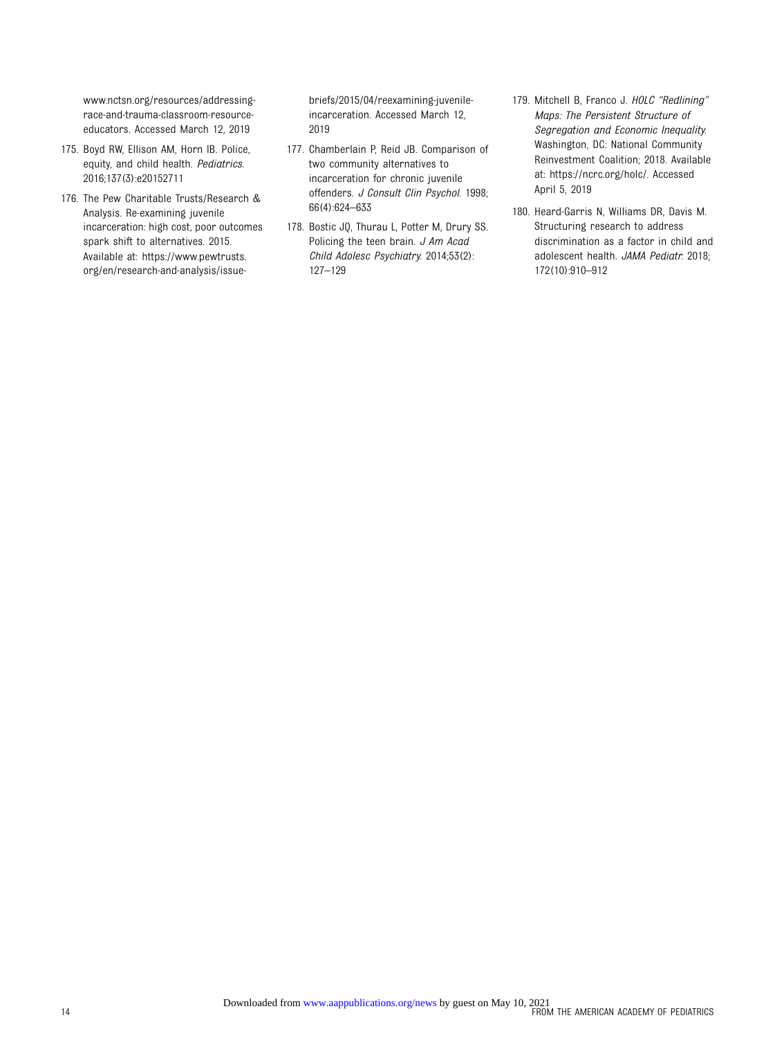www.nctsn.org/resources/addressing-race-and-trauma-classroom-resource-educators. Accessed March 12, 2019

175. Boyd RW, Ellison AM, Horn IB. Police, equity, and child health. *Pediatrics*. 2016;137(3):e20152711

176. The Pew Charitable Trusts/Research & Analysis. Re-examining juvenile incarceration: high cost, poor outcomes spark shift to alternatives. 2015. Available at: https://www.pewtrusts.org/en/research-and-analysis/issue-briefs/2015/04/reexamining-juvenile-incarceration. Accessed March 12, 2019

177. Chamberlain P, Reid JB. Comparison of two community alternatives to incarceration for chronic juvenile offenders. *J Consult Clin Psychol*. 1998; 66(4):624–633

178. Bostic JQ, Thurau L, Potter M, Drury SS. Policing the teen brain. *J Am Acad Child Adolesc Psychiatry*. 2014;53(2): 127–129

179. Mitchell B, Franco J. *HOLC "Redlining" Maps: The Persistent Structure of Segregation and Economic Inequality*. Washington, DC: National Community Reinvestment Coalition; 2018. Available at: https://ncrc.org/holc/. Accessed April 5, 2019

180. Heard-Garris N, Williams DR, Davis M. Structuring research to address discrimination as a factor in child and adolescent health. *JAMA Pediatr*. 2018; 172(10):910–912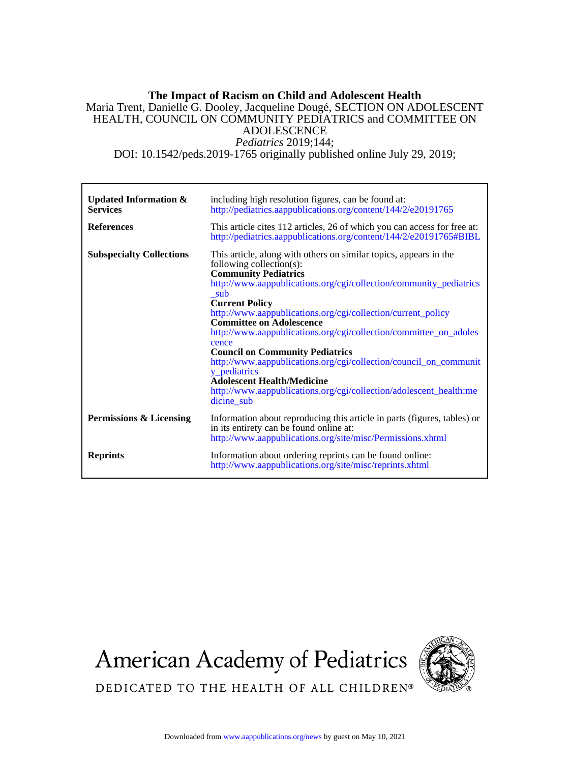# The Impact of Racism on Child and Adolescent Health

Maria Trent, Danielle G. Dooley, Jacqueline Dougé, SECTION ON ADOLESCENT HEALTH, COUNCIL ON COMMUNITY PEDIATRICS and COMMITTEE ON ADOLESCENCE

*Pediatrics* 2019;144;

DOI: 10.1542/peds.2019-1765 originally published online July 29, 2019;

| | |
|---|---|
| **Updated Information & Services** | including high resolution figures, can be found at: http://pediatrics.aappublications.org/content/144/2/e20191765 |
| **References** | This article cites 112 articles, 26 of which you can access for free at: http://pediatrics.aappublications.org/content/144/2/e20191765#BIBL |
| **Subspecialty Collections** | This article, along with others on similar topics, appears in the following collection(s): **Community Pediatrics** http://www.aappublications.org/cgi/collection/community_pediatrics_sub **Current Policy** http://www.aappublications.org/cgi/collection/current_policy **Committee on Adolescence** http://www.aappublications.org/cgi/collection/committee_on_adolescence **Council on Community Pediatrics** http://www.aappublications.org/cgi/collection/council_on_community_pediatrics **Adolescent Health/Medicine** http://www.aappublications.org/cgi/collection/adolescent_health:medicine_sub |
| **Permissions & Licensing** | Information about reproducing this article in parts (figures, tables) or in its entirety can be found online at: http://www.aappublications.org/site/misc/Permissions.xhtml |
| **Reprints** | Information about ordering reprints can be found online: http://www.aappublications.org/site/misc/reprints.xhtml |

American Academy of Pediatrics

DEDICATED TO THE HEALTH OF ALL CHILDREN®

Downloaded from www.aappublications.org/news by guest on May 10, 2021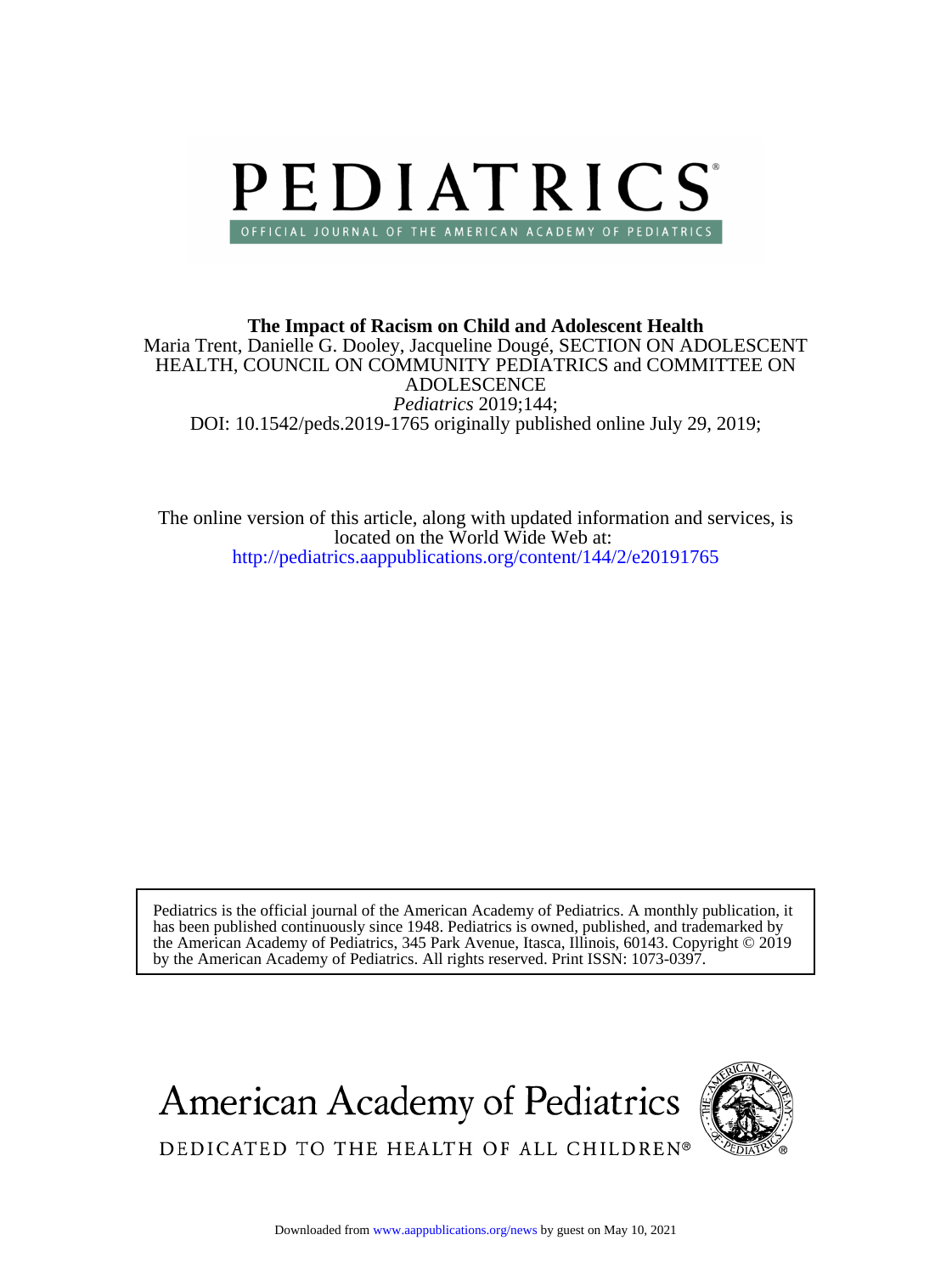**The Impact of Racism on Child and Adolescent Health**

Maria Trent, Danielle G. Dooley, Jacqueline Dougé, SECTION ON ADOLESCENT HEALTH, COUNCIL ON COMMUNITY PEDIATRICS and COMMITTEE ON ADOLESCENCE

*Pediatrics* 2019;144;

DOI: 10.1542/peds.2019-1765 originally published online July 29, 2019;

The online version of this article, along with updated information and services, is located on the World Wide Web at:

http://pediatrics.aappublications.org/content/144/2/e20191765

Pediatrics is the official journal of the American Academy of Pediatrics. A monthly publication, it has been published continuously since 1948. Pediatrics is owned, published, and trademarked by the American Academy of Pediatrics, 345 Park Avenue, Itasca, Illinois, 60143. Copyright © 2019 by the American Academy of Pediatrics. All rights reserved. Print ISSN: 1073-0397.

American Academy of Pediatrics

DEDICATED TO THE HEALTH OF ALL CHILDREN®

Downloaded from www.aappublications.org/news by guest on May 10, 2021